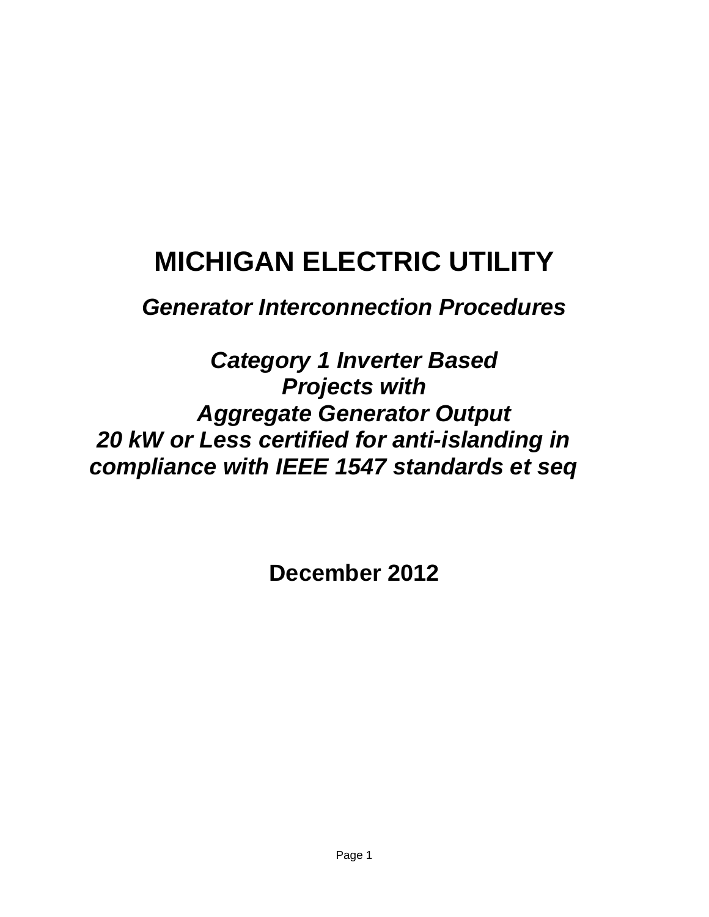# MICHIGAN ELECTRIC UTILITY

***Generator Interconnection Procedures***

***Category 1 Inverter Based Projects with Aggregate Generator Output 20 kW or Less certified for anti-islanding in compliance with IEEE 1547 standards et seq***

**December 2012**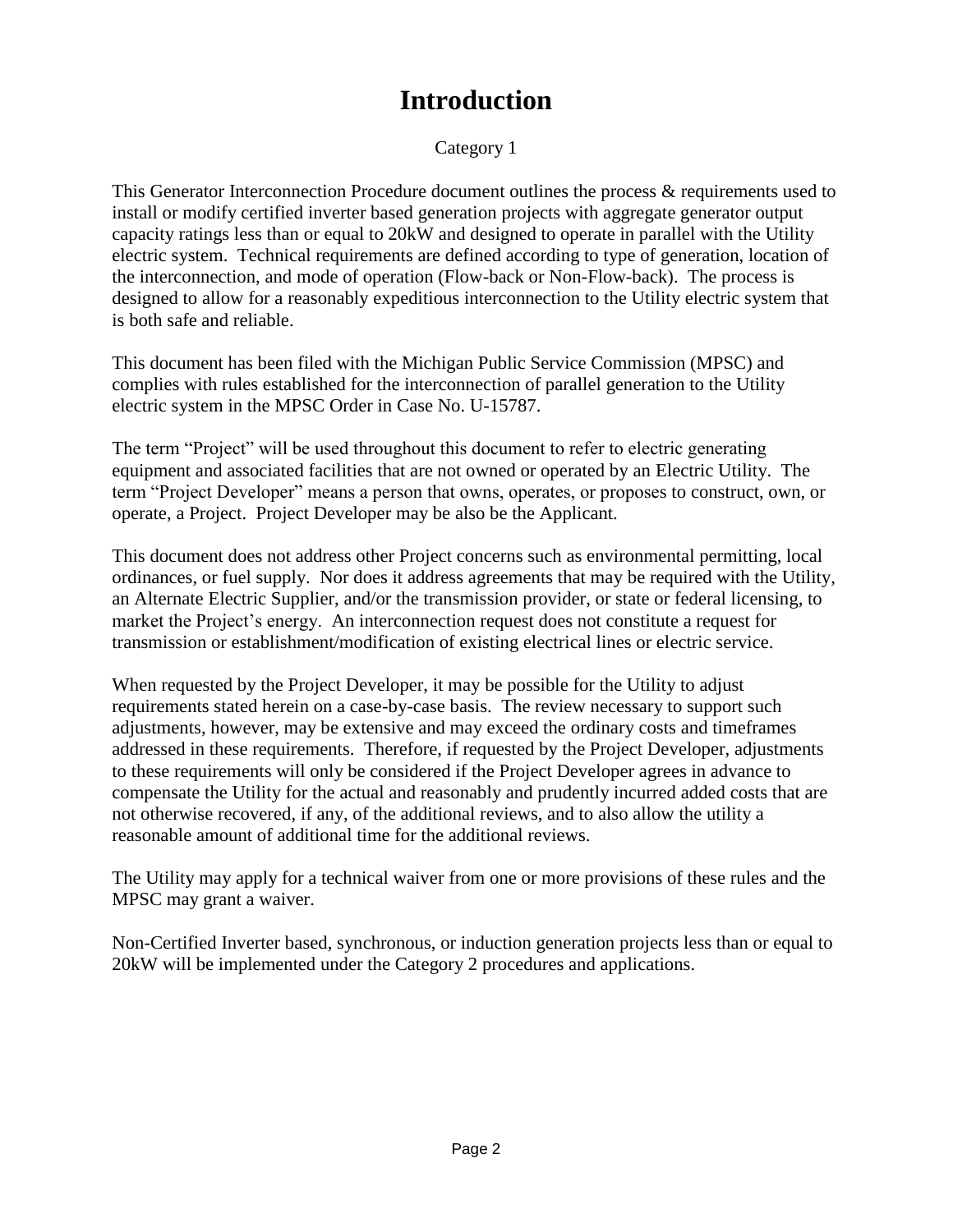# Introduction

Category 1

This Generator Interconnection Procedure document outlines the process & requirements used to install or modify certified inverter based generation projects with aggregate generator output capacity ratings less than or equal to 20kW and designed to operate in parallel with the Utility electric system. Technical requirements are defined according to type of generation, location of the interconnection, and mode of operation (Flow-back or Non-Flow-back). The process is designed to allow for a reasonably expeditious interconnection to the Utility electric system that is both safe and reliable.

This document has been filed with the Michigan Public Service Commission (MPSC) and complies with rules established for the interconnection of parallel generation to the Utility electric system in the MPSC Order in Case No. U-15787.

The term "Project" will be used throughout this document to refer to electric generating equipment and associated facilities that are not owned or operated by an Electric Utility. The term "Project Developer" means a person that owns, operates, or proposes to construct, own, or operate, a Project. Project Developer may be also be the Applicant.

This document does not address other Project concerns such as environmental permitting, local ordinances, or fuel supply. Nor does it address agreements that may be required with the Utility, an Alternate Electric Supplier, and/or the transmission provider, or state or federal licensing, to market the Project's energy. An interconnection request does not constitute a request for transmission or establishment/modification of existing electrical lines or electric service.

When requested by the Project Developer, it may be possible for the Utility to adjust requirements stated herein on a case-by-case basis. The review necessary to support such adjustments, however, may be extensive and may exceed the ordinary costs and timeframes addressed in these requirements. Therefore, if requested by the Project Developer, adjustments to these requirements will only be considered if the Project Developer agrees in advance to compensate the Utility for the actual and reasonably and prudently incurred added costs that are not otherwise recovered, if any, of the additional reviews, and to also allow the utility a reasonable amount of additional time for the additional reviews.

The Utility may apply for a technical waiver from one or more provisions of these rules and the MPSC may grant a waiver.

Non-Certified Inverter based, synchronous, or induction generation projects less than or equal to 20kW will be implemented under the Category 2 procedures and applications.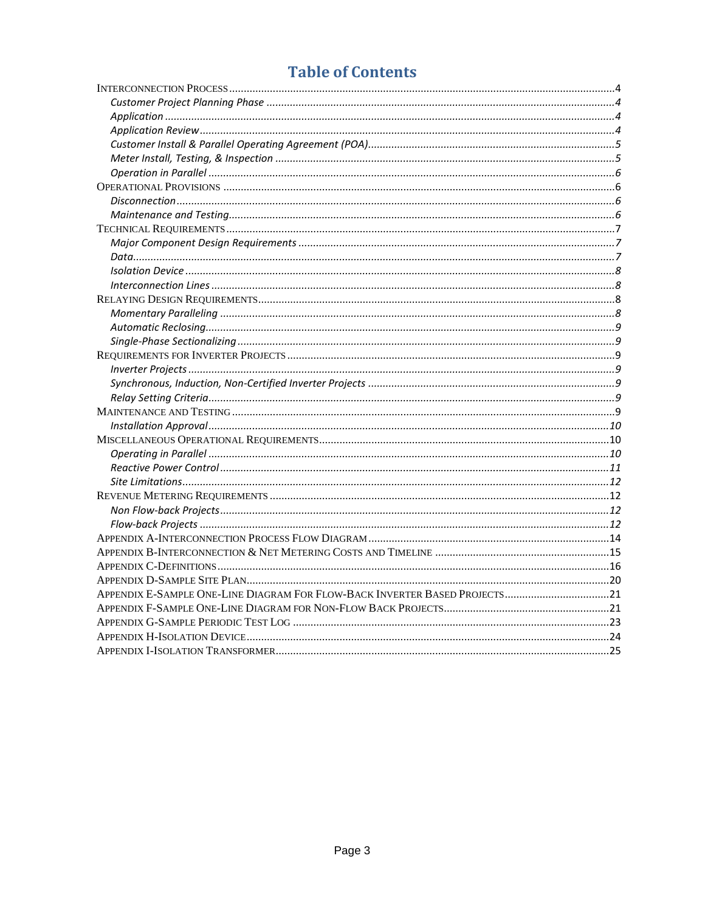# Table of Contents

INTERCONNECTION PROCESS ....................................................... 4
- *Customer Project Planning Phase* ....................................................... *4*
- *Application* ....................................................... *4*
- *Application Review* ....................................................... *4*
- *Customer Install & Parallel Operating Agreement (POA)* ....................................................... *5*
- *Meter Install, Testing, & Inspection* ....................................................... *5*
- *Operation in Parallel* ....................................................... *6*

OPERATIONAL PROVISIONS ....................................................... 6
- *Disconnection* ....................................................... *6*
- *Maintenance and Testing* ....................................................... *6*

TECHNICAL REQUIREMENTS ....................................................... 7
- *Major Component Design Requirements* ....................................................... *7*
- *Data* ....................................................... *7*
- *Isolation Device* ....................................................... *8*
- *Interconnection Lines* ....................................................... *8*

RELAYING DESIGN REQUIREMENTS ....................................................... 8
- *Momentary Paralleling* ....................................................... *8*
- *Automatic Reclosing* ....................................................... *9*
- *Single-Phase Sectionalizing* ....................................................... *9*

REQUIREMENTS FOR INVERTER PROJECTS ....................................................... 9
- *Inverter Projects* ....................................................... *9*
- *Synchronous, Induction, Non-Certified Inverter Projects* ....................................................... *9*
- *Relay Setting Criteria* ....................................................... *9*

MAINTENANCE AND TESTING ....................................................... 9
- *Installation Approval* ....................................................... *10*

MISCELLANEOUS OPERATIONAL REQUIREMENTS ....................................................... 10
- *Operating in Parallel* ....................................................... *10*
- *Reactive Power Control* ....................................................... *11*
- *Site Limitations* ....................................................... *12*

REVENUE METERING REQUIREMENTS ....................................................... 12
- *Non Flow-back Projects* ....................................................... *12*
- *Flow-back Projects* ....................................................... *12*

APPENDIX A-INTERCONNECTION PROCESS FLOW DIAGRAM ....................................................... 14

APPENDIX B-INTERCONNECTION & NET METERING COSTS AND TIMELINE ....................................................... 15

APPENDIX C-DEFINITIONS ....................................................... 16

APPENDIX D-SAMPLE SITE PLAN ....................................................... 20

APPENDIX E-SAMPLE ONE-LINE DIAGRAM FOR FLOW-BACK INVERTER BASED PROJECTS ....................................................... 21

APPENDIX F-SAMPLE ONE-LINE DIAGRAM FOR NON-FLOW BACK PROJECTS ....................................................... 21

APPENDIX G-SAMPLE PERIODIC TEST LOG ....................................................... 23

APPENDIX H-ISOLATION DEVICE ....................................................... 24

APPENDIX I-ISOLATION TRANSFORMER ....................................................... 25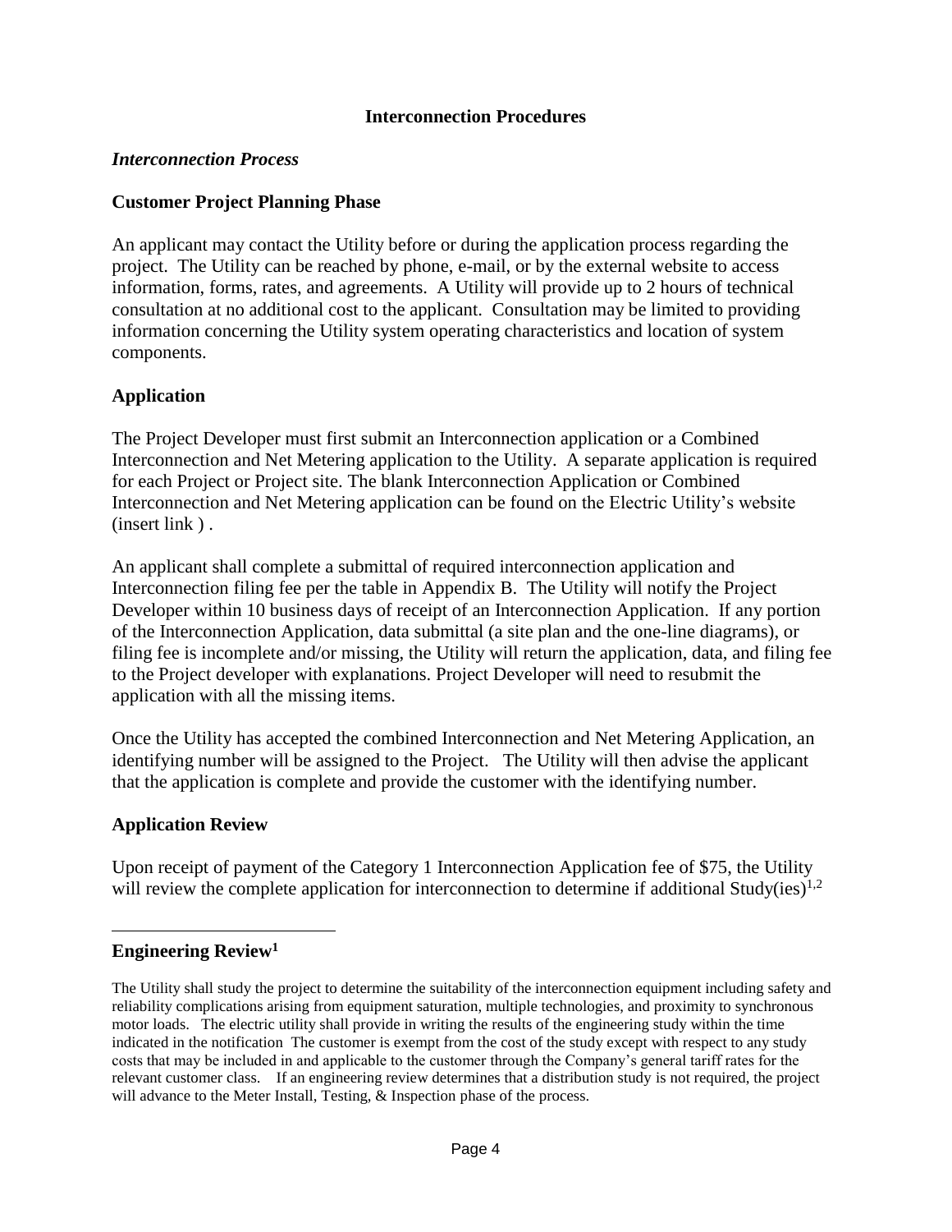## Interconnection Procedures

### *Interconnection Process*

### Customer Project Planning Phase

An applicant may contact the Utility before or during the application process regarding the project. The Utility can be reached by phone, e-mail, or by the external website to access information, forms, rates, and agreements. A Utility will provide up to 2 hours of technical consultation at no additional cost to the applicant. Consultation may be limited to providing information concerning the Utility system operating characteristics and location of system components.

### Application

The Project Developer must first submit an Interconnection application or a Combined Interconnection and Net Metering application to the Utility. A separate application is required for each Project or Project site. The blank Interconnection Application or Combined Interconnection and Net Metering application can be found on the Electric Utility's website (insert link ) .

An applicant shall complete a submittal of required interconnection application and Interconnection filing fee per the table in Appendix B. The Utility will notify the Project Developer within 10 business days of receipt of an Interconnection Application. If any portion of the Interconnection Application, data submittal (a site plan and the one-line diagrams), or filing fee is incomplete and/or missing, the Utility will return the application, data, and filing fee to the Project developer with explanations. Project Developer will need to resubmit the application with all the missing items.

Once the Utility has accepted the combined Interconnection and Net Metering Application, an identifying number will be assigned to the Project. The Utility will then advise the applicant that the application is complete and provide the customer with the identifying number.

### Application Review

Upon receipt of payment of the Category 1 Interconnection Application fee of $75, the Utility will review the complete application for interconnection to determine if additional Study(ies)[1,2]

---

**Engineering Review[1]**

The Utility shall study the project to determine the suitability of the interconnection equipment including safety and reliability complications arising from equipment saturation, multiple technologies, and proximity to synchronous motor loads. The electric utility shall provide in writing the results of the engineering study within the time indicated in the notification The customer is exempt from the cost of the study except with respect to any study costs that may be included in and applicable to the customer through the Company's general tariff rates for the relevant customer class. If an engineering review determines that a distribution study is not required, the project will advance to the Meter Install, Testing, & Inspection phase of the process.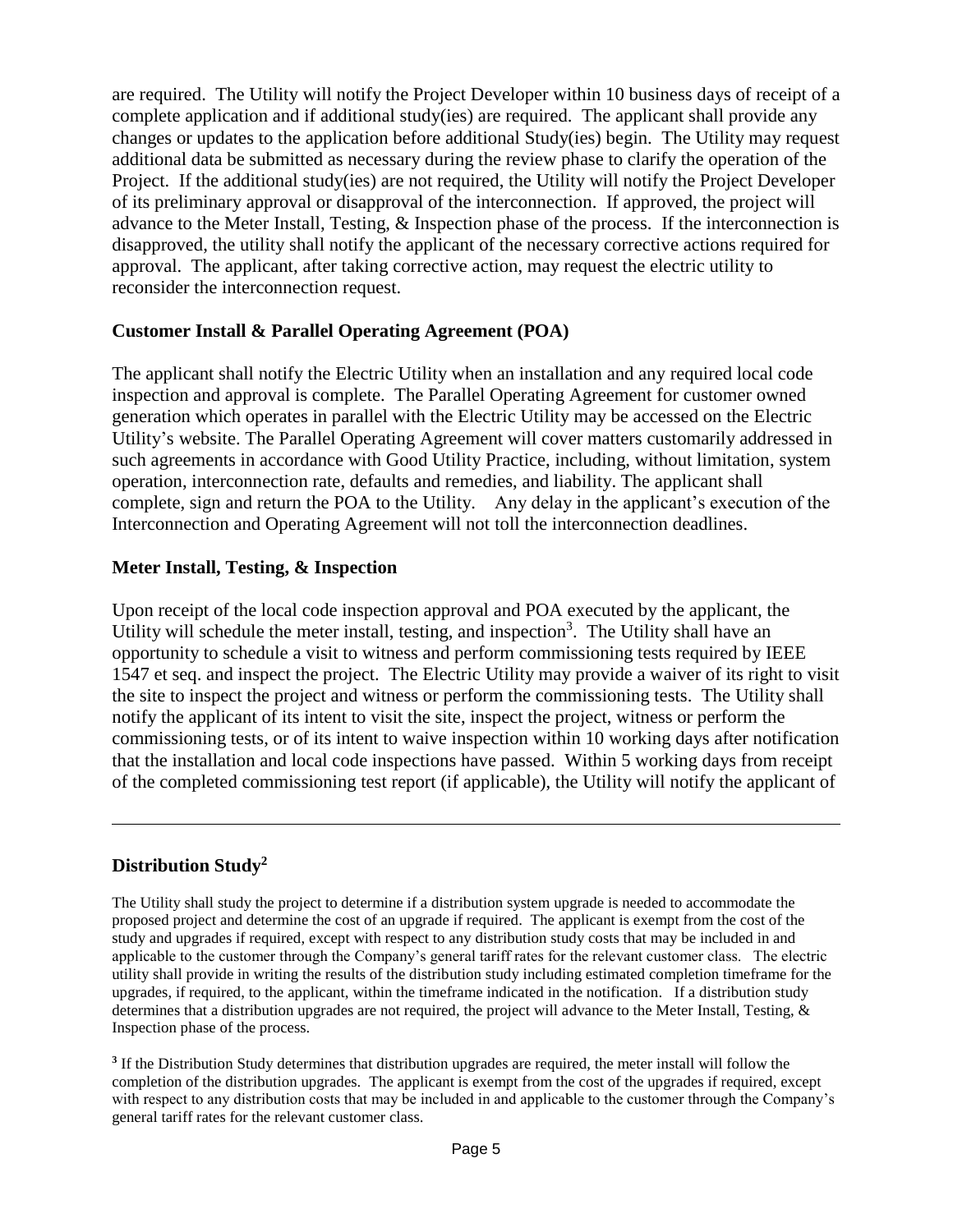are required. The Utility will notify the Project Developer within 10 business days of receipt of a complete application and if additional study(ies) are required. The applicant shall provide any changes or updates to the application before additional Study(ies) begin. The Utility may request additional data be submitted as necessary during the review phase to clarify the operation of the Project. If the additional study(ies) are not required, the Utility will notify the Project Developer of its preliminary approval or disapproval of the interconnection. If approved, the project will advance to the Meter Install, Testing, & Inspection phase of the process. If the interconnection is disapproved, the utility shall notify the applicant of the necessary corrective actions required for approval. The applicant, after taking corrective action, may request the electric utility to reconsider the interconnection request.

### Customer Install & Parallel Operating Agreement (POA)

The applicant shall notify the Electric Utility when an installation and any required local code inspection and approval is complete. The Parallel Operating Agreement for customer owned generation which operates in parallel with the Electric Utility may be accessed on the Electric Utility's website. The Parallel Operating Agreement will cover matters customarily addressed in such agreements in accordance with Good Utility Practice, including, without limitation, system operation, interconnection rate, defaults and remedies, and liability. The applicant shall complete, sign and return the POA to the Utility. Any delay in the applicant's execution of the Interconnection and Operating Agreement will not toll the interconnection deadlines.

### Meter Install, Testing, & Inspection

Upon receipt of the local code inspection approval and POA executed by the applicant, the Utility will schedule the meter install, testing, and inspection[3]. The Utility shall have an opportunity to schedule a visit to witness and perform commissioning tests required by IEEE 1547 et seq. and inspect the project. The Electric Utility may provide a waiver of its right to visit the site to inspect the project and witness or perform the commissioning tests. The Utility shall notify the applicant of its intent to visit the site, inspect the project, witness or perform the commissioning tests, or of its intent to waive inspection within 10 working days after notification that the installation and local code inspections have passed. Within 5 working days from receipt of the completed commissioning test report (if applicable), the Utility will notify the applicant of

---

**Distribution Study[2]**

The Utility shall study the project to determine if a distribution system upgrade is needed to accommodate the proposed project and determine the cost of an upgrade if required. The applicant is exempt from the cost of the study and upgrades if required, except with respect to any distribution study costs that may be included in and applicable to the customer through the Company's general tariff rates for the relevant customer class. The electric utility shall provide in writing the results of the distribution study including estimated completion timeframe for the upgrades, if required, to the applicant, within the timeframe indicated in the notification. If a distribution study determines that a distribution upgrades are not required, the project will advance to the Meter Install, Testing, & Inspection phase of the process.

[3] If the Distribution Study determines that distribution upgrades are required, the meter install will follow the completion of the distribution upgrades. The applicant is exempt from the cost of the upgrades if required, except with respect to any distribution costs that may be included in and applicable to the customer through the Company's general tariff rates for the relevant customer class.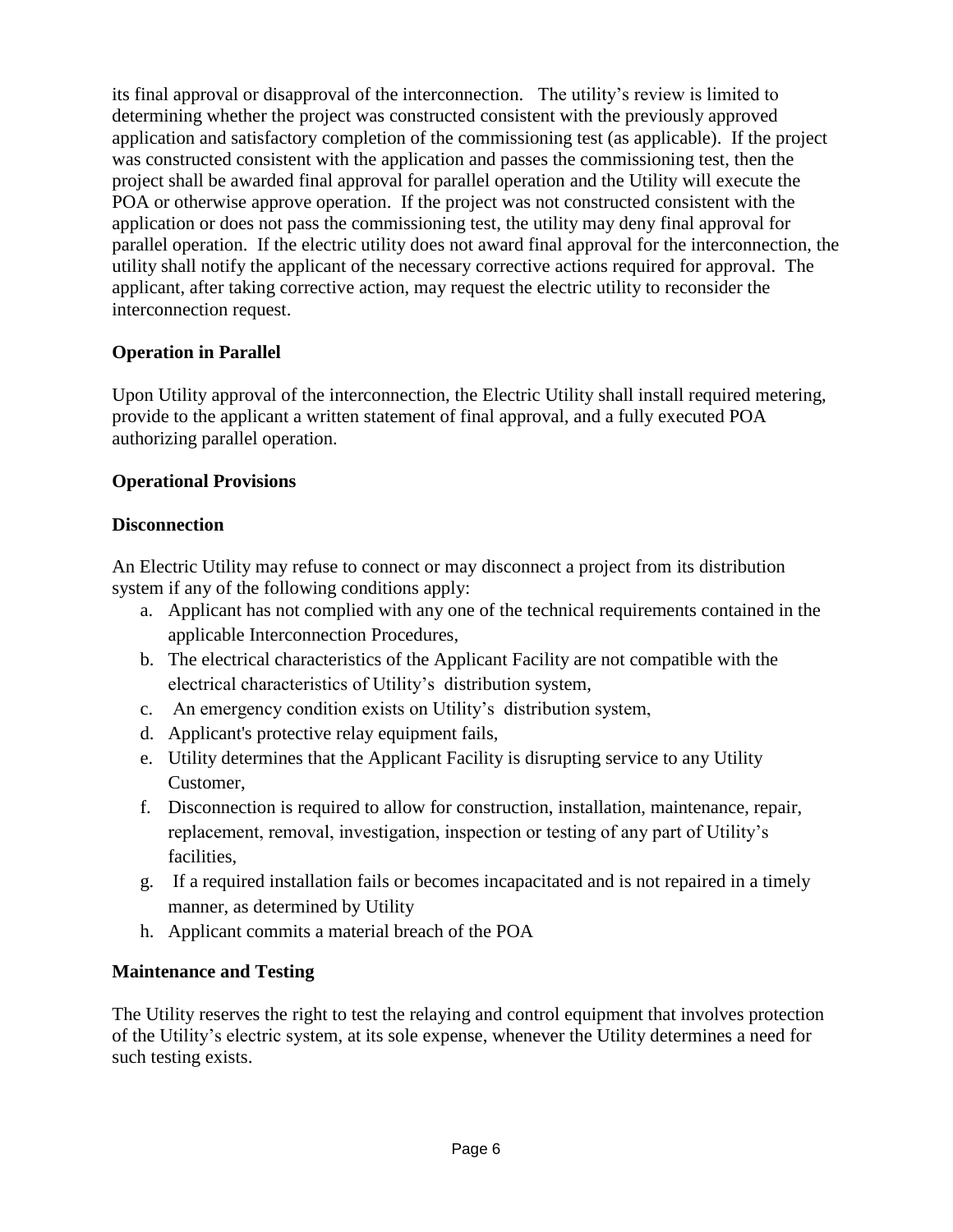its final approval or disapproval of the interconnection. The utility's review is limited to determining whether the project was constructed consistent with the previously approved application and satisfactory completion of the commissioning test (as applicable). If the project was constructed consistent with the application and passes the commissioning test, then the project shall be awarded final approval for parallel operation and the Utility will execute the POA or otherwise approve operation. If the project was not constructed consistent with the application or does not pass the commissioning test, the utility may deny final approval for parallel operation. If the electric utility does not award final approval for the interconnection, the utility shall notify the applicant of the necessary corrective actions required for approval. The applicant, after taking corrective action, may request the electric utility to reconsider the interconnection request.

**Operation in Parallel**

Upon Utility approval of the interconnection, the Electric Utility shall install required metering, provide to the applicant a written statement of final approval, and a fully executed POA authorizing parallel operation.

**Operational Provisions**

**Disconnection**

An Electric Utility may refuse to connect or may disconnect a project from its distribution system if any of the following conditions apply:

a. Applicant has not complied with any one of the technical requirements contained in the applicable Interconnection Procedures,
b. The electrical characteristics of the Applicant Facility are not compatible with the electrical characteristics of Utility's distribution system,
c. An emergency condition exists on Utility's distribution system,
d. Applicant's protective relay equipment fails,
e. Utility determines that the Applicant Facility is disrupting service to any Utility Customer,
f. Disconnection is required to allow for construction, installation, maintenance, repair, replacement, removal, investigation, inspection or testing of any part of Utility's facilities,
g. If a required installation fails or becomes incapacitated and is not repaired in a timely manner, as determined by Utility
h. Applicant commits a material breach of the POA

**Maintenance and Testing**

The Utility reserves the right to test the relaying and control equipment that involves protection of the Utility's electric system, at its sole expense, whenever the Utility determines a need for such testing exists.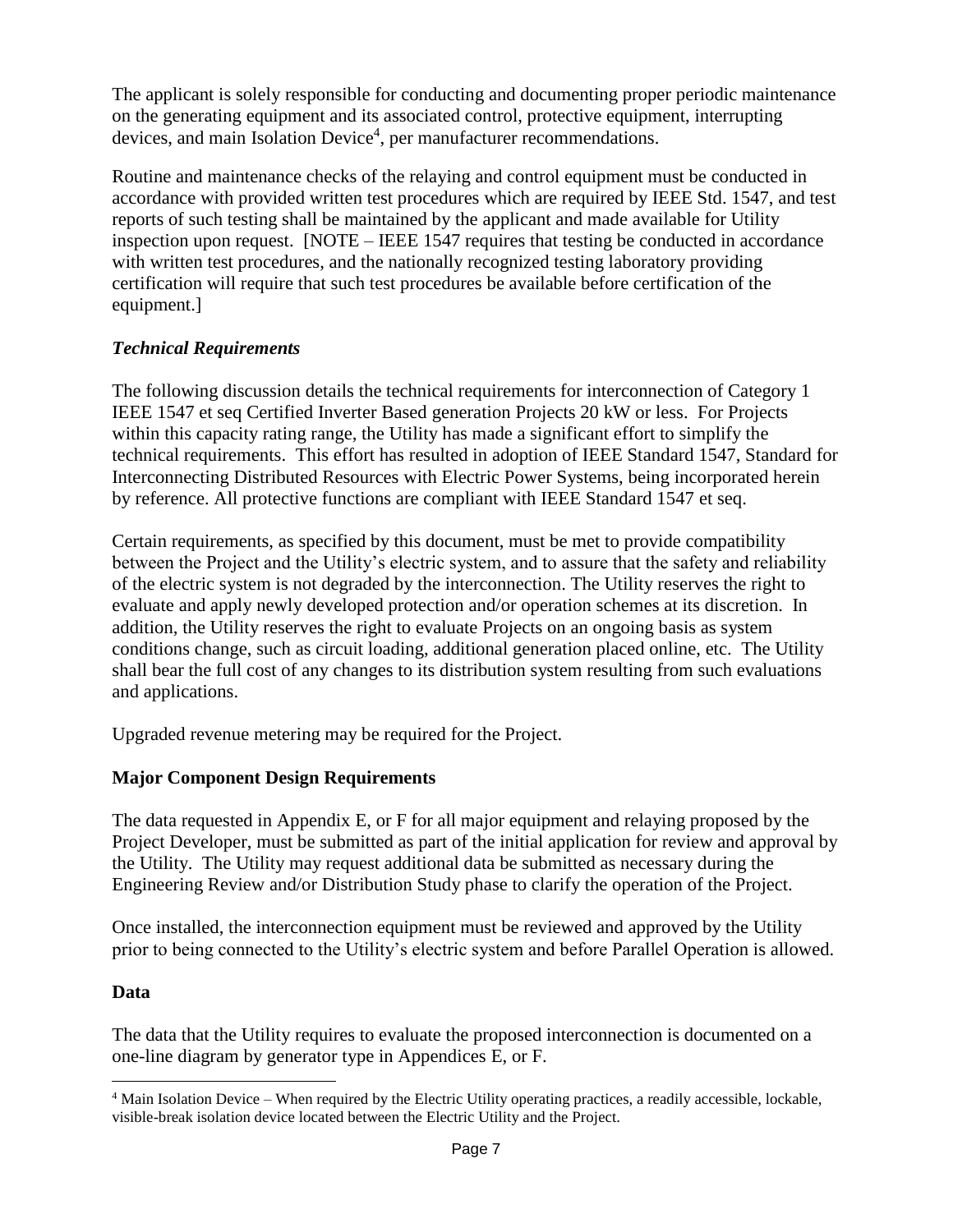The applicant is solely responsible for conducting and documenting proper periodic maintenance on the generating equipment and its associated control, protective equipment, interrupting devices, and main Isolation Device[4], per manufacturer recommendations.

Routine and maintenance checks of the relaying and control equipment must be conducted in accordance with provided written test procedures which are required by IEEE Std. 1547, and test reports of such testing shall be maintained by the applicant and made available for Utility inspection upon request. [NOTE – IEEE 1547 requires that testing be conducted in accordance with written test procedures, and the nationally recognized testing laboratory providing certification will require that such test procedures be available before certification of the equipment.]

### *Technical Requirements*

The following discussion details the technical requirements for interconnection of Category 1 IEEE 1547 et seq Certified Inverter Based generation Projects 20 kW or less. For Projects within this capacity rating range, the Utility has made a significant effort to simplify the technical requirements. This effort has resulted in adoption of IEEE Standard 1547, Standard for Interconnecting Distributed Resources with Electric Power Systems, being incorporated herein by reference. All protective functions are compliant with IEEE Standard 1547 et seq.

Certain requirements, as specified by this document, must be met to provide compatibility between the Project and the Utility's electric system, and to assure that the safety and reliability of the electric system is not degraded by the interconnection. The Utility reserves the right to evaluate and apply newly developed protection and/or operation schemes at its discretion. In addition, the Utility reserves the right to evaluate Projects on an ongoing basis as system conditions change, such as circuit loading, additional generation placed online, etc. The Utility shall bear the full cost of any changes to its distribution system resulting from such evaluations and applications.

Upgraded revenue metering may be required for the Project.

### **Major Component Design Requirements**

The data requested in Appendix E, or F for all major equipment and relaying proposed by the Project Developer, must be submitted as part of the initial application for review and approval by the Utility. The Utility may request additional data be submitted as necessary during the Engineering Review and/or Distribution Study phase to clarify the operation of the Project.

Once installed, the interconnection equipment must be reviewed and approved by the Utility prior to being connected to the Utility's electric system and before Parallel Operation is allowed.

### **Data**

The data that the Utility requires to evaluate the proposed interconnection is documented on a one-line diagram by generator type in Appendices E, or F.

---

[4] Main Isolation Device – When required by the Electric Utility operating practices, a readily accessible, lockable, visible-break isolation device located between the Electric Utility and the Project.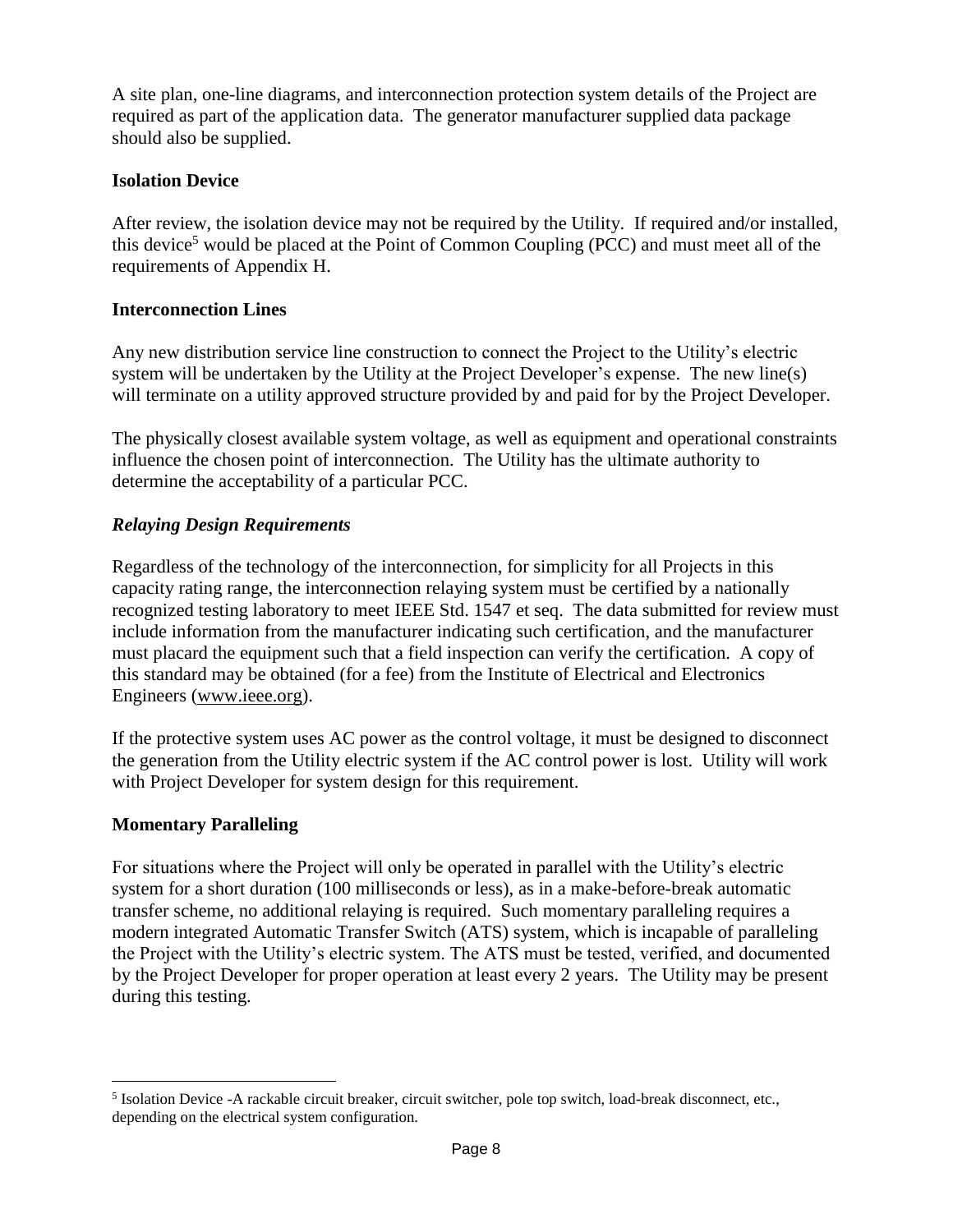A site plan, one-line diagrams, and interconnection protection system details of the Project are required as part of the application data. The generator manufacturer supplied data package should also be supplied.

**Isolation Device**

After review, the isolation device may not be required by the Utility. If required and/or installed, this device[5] would be placed at the Point of Common Coupling (PCC) and must meet all of the requirements of Appendix H.

**Interconnection Lines**

Any new distribution service line construction to connect the Project to the Utility's electric system will be undertaken by the Utility at the Project Developer's expense. The new line(s) will terminate on a utility approved structure provided by and paid for by the Project Developer.

The physically closest available system voltage, as well as equipment and operational constraints influence the chosen point of interconnection. The Utility has the ultimate authority to determine the acceptability of a particular PCC.

***Relaying Design Requirements***

Regardless of the technology of the interconnection, for simplicity for all Projects in this capacity rating range, the interconnection relaying system must be certified by a nationally recognized testing laboratory to meet IEEE Std. 1547 et seq. The data submitted for review must include information from the manufacturer indicating such certification, and the manufacturer must placard the equipment such that a field inspection can verify the certification. A copy of this standard may be obtained (for a fee) from the Institute of Electrical and Electronics Engineers (www.ieee.org).

If the protective system uses AC power as the control voltage, it must be designed to disconnect the generation from the Utility electric system if the AC control power is lost. Utility will work with Project Developer for system design for this requirement.

**Momentary Paralleling**

For situations where the Project will only be operated in parallel with the Utility's electric system for a short duration (100 milliseconds or less), as in a make-before-break automatic transfer scheme, no additional relaying is required. Such momentary paralleling requires a modern integrated Automatic Transfer Switch (ATS) system, which is incapable of paralleling the Project with the Utility's electric system. The ATS must be tested, verified, and documented by the Project Developer for proper operation at least every 2 years. The Utility may be present during this testing.

---

[5] Isolation Device -A rackable circuit breaker, circuit switcher, pole top switch, load-break disconnect, etc., depending on the electrical system configuration.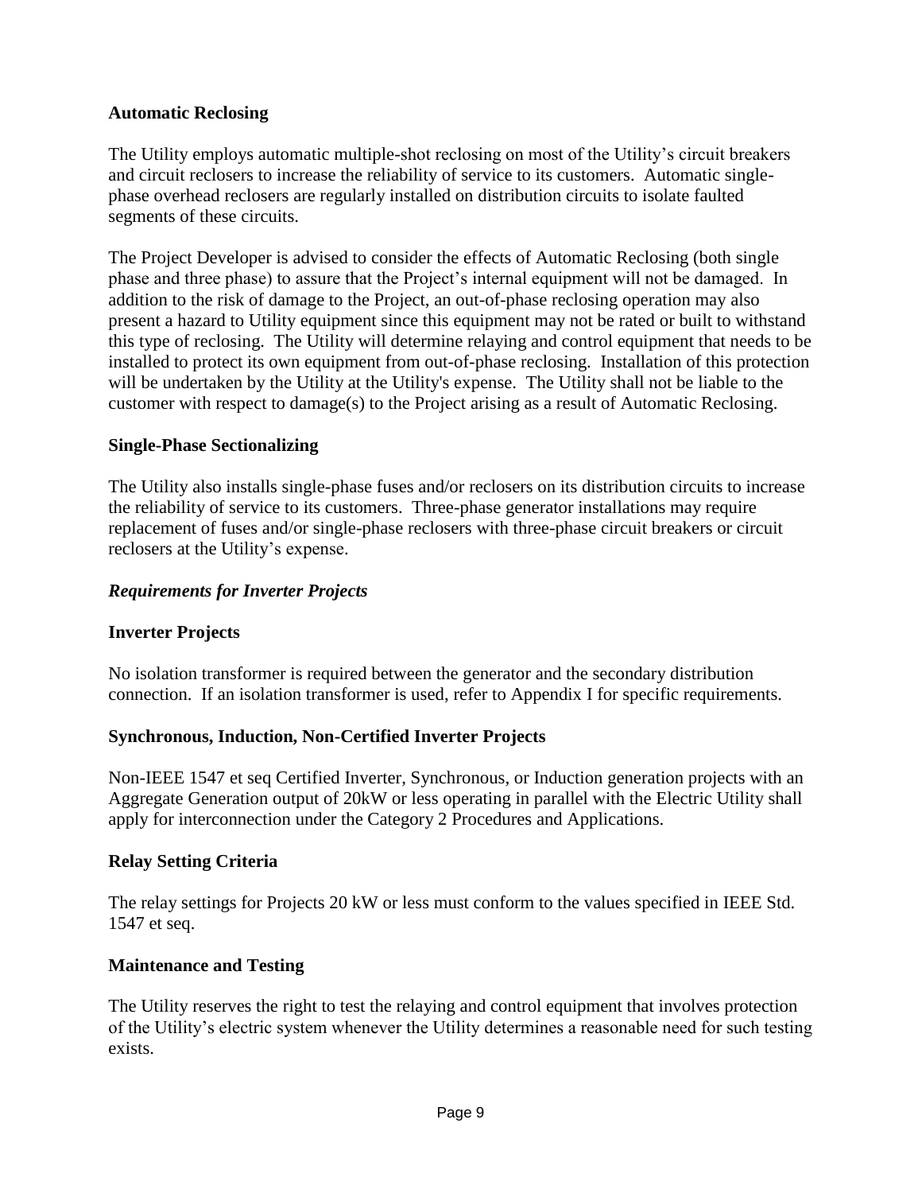**Automatic Reclosing**

The Utility employs automatic multiple-shot reclosing on most of the Utility's circuit breakers and circuit reclosers to increase the reliability of service to its customers. Automatic single-phase overhead reclosers are regularly installed on distribution circuits to isolate faulted segments of these circuits.

The Project Developer is advised to consider the effects of Automatic Reclosing (both single phase and three phase) to assure that the Project's internal equipment will not be damaged. In addition to the risk of damage to the Project, an out-of-phase reclosing operation may also present a hazard to Utility equipment since this equipment may not be rated or built to withstand this type of reclosing. The Utility will determine relaying and control equipment that needs to be installed to protect its own equipment from out-of-phase reclosing. Installation of this protection will be undertaken by the Utility at the Utility's expense. The Utility shall not be liable to the customer with respect to damage(s) to the Project arising as a result of Automatic Reclosing.

**Single-Phase Sectionalizing**

The Utility also installs single-phase fuses and/or reclosers on its distribution circuits to increase the reliability of service to its customers. Three-phase generator installations may require replacement of fuses and/or single-phase reclosers with three-phase circuit breakers or circuit reclosers at the Utility's expense.

***Requirements for Inverter Projects***

**Inverter Projects**

No isolation transformer is required between the generator and the secondary distribution connection. If an isolation transformer is used, refer to Appendix I for specific requirements.

**Synchronous, Induction, Non-Certified Inverter Projects**

Non-IEEE 1547 et seq Certified Inverter, Synchronous, or Induction generation projects with an Aggregate Generation output of 20kW or less operating in parallel with the Electric Utility shall apply for interconnection under the Category 2 Procedures and Applications.

**Relay Setting Criteria**

The relay settings for Projects 20 kW or less must conform to the values specified in IEEE Std. 1547 et seq.

**Maintenance and Testing**

The Utility reserves the right to test the relaying and control equipment that involves protection of the Utility's electric system whenever the Utility determines a reasonable need for such testing exists.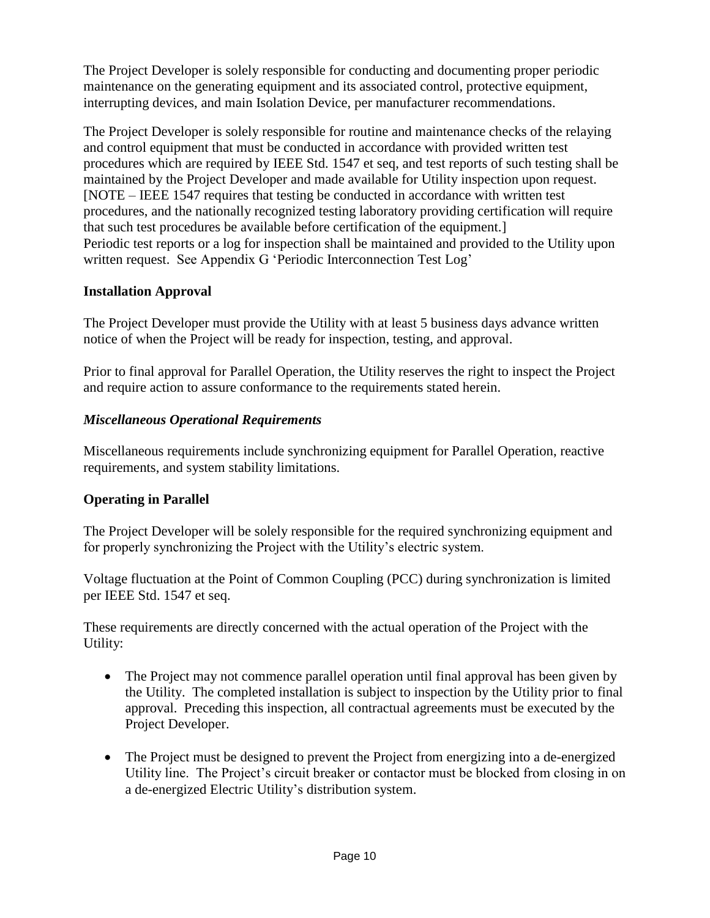The Project Developer is solely responsible for conducting and documenting proper periodic maintenance on the generating equipment and its associated control, protective equipment, interrupting devices, and main Isolation Device, per manufacturer recommendations.

The Project Developer is solely responsible for routine and maintenance checks of the relaying and control equipment that must be conducted in accordance with provided written test procedures which are required by IEEE Std. 1547 et seq, and test reports of such testing shall be maintained by the Project Developer and made available for Utility inspection upon request. [NOTE – IEEE 1547 requires that testing be conducted in accordance with written test procedures, and the nationally recognized testing laboratory providing certification will require that such test procedures be available before certification of the equipment.]
Periodic test reports or a log for inspection shall be maintained and provided to the Utility upon written request. See Appendix G 'Periodic Interconnection Test Log'

**Installation Approval**

The Project Developer must provide the Utility with at least 5 business days advance written notice of when the Project will be ready for inspection, testing, and approval.

Prior to final approval for Parallel Operation, the Utility reserves the right to inspect the Project and require action to assure conformance to the requirements stated herein.

***Miscellaneous Operational Requirements***

Miscellaneous requirements include synchronizing equipment for Parallel Operation, reactive requirements, and system stability limitations.

**Operating in Parallel**

The Project Developer will be solely responsible for the required synchronizing equipment and for properly synchronizing the Project with the Utility's electric system.

Voltage fluctuation at the Point of Common Coupling (PCC) during synchronization is limited per IEEE Std. 1547 et seq.

These requirements are directly concerned with the actual operation of the Project with the Utility:

- The Project may not commence parallel operation until final approval has been given by the Utility. The completed installation is subject to inspection by the Utility prior to final approval. Preceding this inspection, all contractual agreements must be executed by the Project Developer.

- The Project must be designed to prevent the Project from energizing into a de-energized Utility line. The Project's circuit breaker or contactor must be blocked from closing in on a de-energized Electric Utility's distribution system.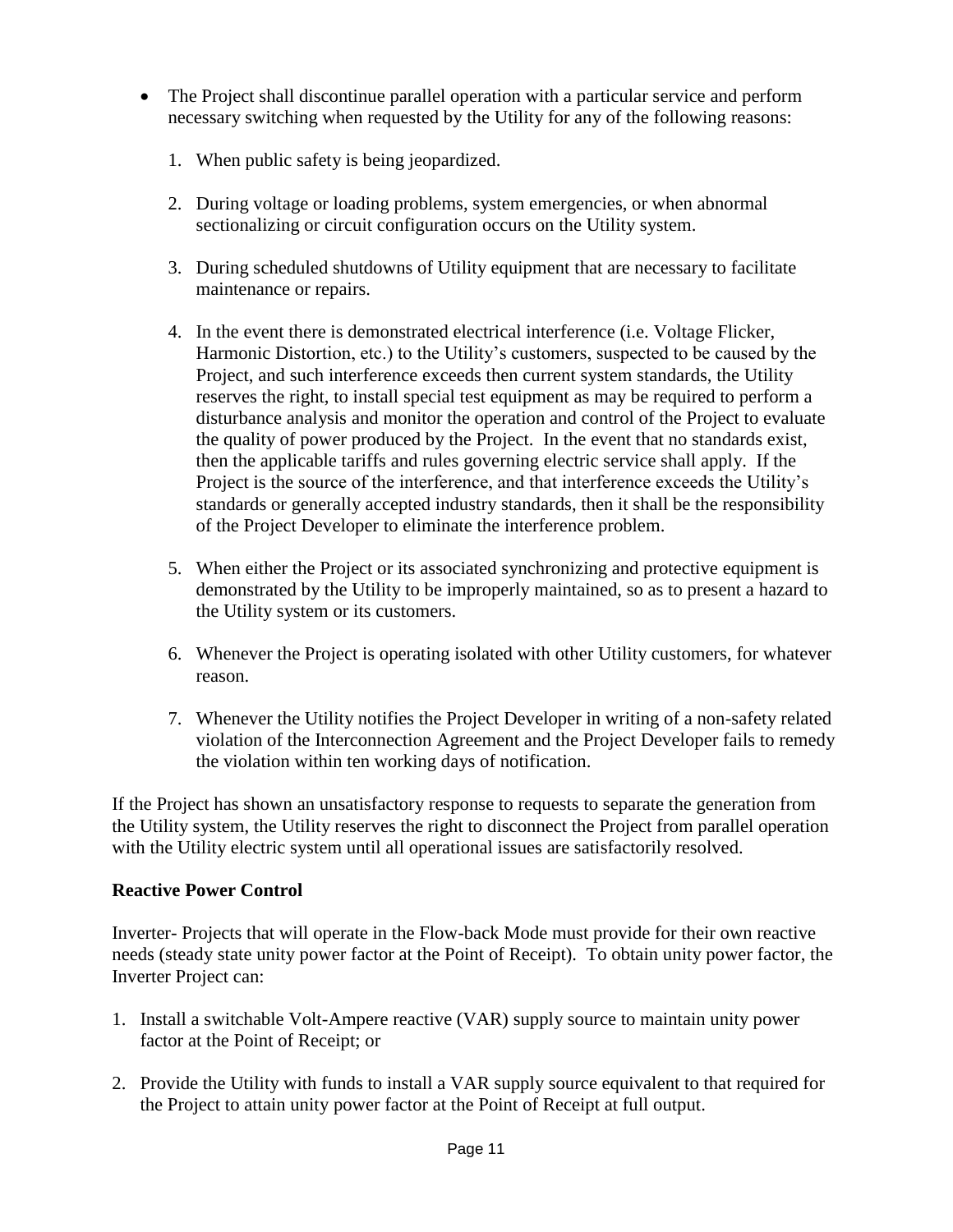- The Project shall discontinue parallel operation with a particular service and perform necessary switching when requested by the Utility for any of the following reasons:

  1. When public safety is being jeopardized.

  2. During voltage or loading problems, system emergencies, or when abnormal sectionalizing or circuit configuration occurs on the Utility system.

  3. During scheduled shutdowns of Utility equipment that are necessary to facilitate maintenance or repairs.

  4. In the event there is demonstrated electrical interference (i.e. Voltage Flicker, Harmonic Distortion, etc.) to the Utility's customers, suspected to be caused by the Project, and such interference exceeds then current system standards, the Utility reserves the right, to install special test equipment as may be required to perform a disturbance analysis and monitor the operation and control of the Project to evaluate the quality of power produced by the Project. In the event that no standards exist, then the applicable tariffs and rules governing electric service shall apply. If the Project is the source of the interference, and that interference exceeds the Utility's standards or generally accepted industry standards, then it shall be the responsibility of the Project Developer to eliminate the interference problem.

  5. When either the Project or its associated synchronizing and protective equipment is demonstrated by the Utility to be improperly maintained, so as to present a hazard to the Utility system or its customers.

  6. Whenever the Project is operating isolated with other Utility customers, for whatever reason.

  7. Whenever the Utility notifies the Project Developer in writing of a non-safety related violation of the Interconnection Agreement and the Project Developer fails to remedy the violation within ten working days of notification.

If the Project has shown an unsatisfactory response to requests to separate the generation from the Utility system, the Utility reserves the right to disconnect the Project from parallel operation with the Utility electric system until all operational issues are satisfactorily resolved.

**Reactive Power Control**

Inverter- Projects that will operate in the Flow-back Mode must provide for their own reactive needs (steady state unity power factor at the Point of Receipt). To obtain unity power factor, the Inverter Project can:

1. Install a switchable Volt-Ampere reactive (VAR) supply source to maintain unity power factor at the Point of Receipt; or

2. Provide the Utility with funds to install a VAR supply source equivalent to that required for the Project to attain unity power factor at the Point of Receipt at full output.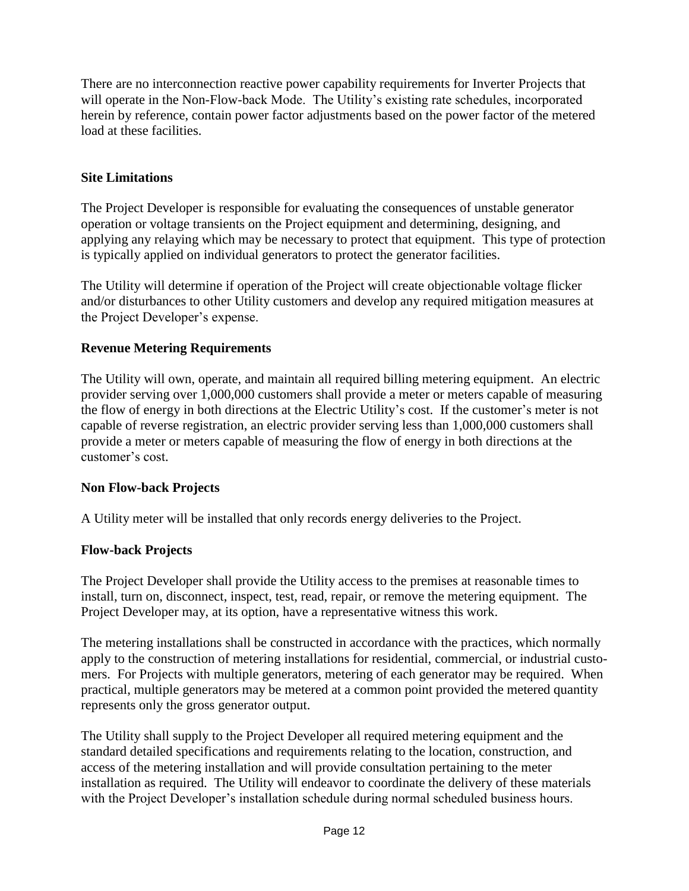There are no interconnection reactive power capability requirements for Inverter Projects that will operate in the Non-Flow-back Mode. The Utility's existing rate schedules, incorporated herein by reference, contain power factor adjustments based on the power factor of the metered load at these facilities.

### Site Limitations

The Project Developer is responsible for evaluating the consequences of unstable generator operation or voltage transients on the Project equipment and determining, designing, and applying any relaying which may be necessary to protect that equipment. This type of protection is typically applied on individual generators to protect the generator facilities.

The Utility will determine if operation of the Project will create objectionable voltage flicker and/or disturbances to other Utility customers and develop any required mitigation measures at the Project Developer's expense.

### Revenue Metering Requirements

The Utility will own, operate, and maintain all required billing metering equipment. An electric provider serving over 1,000,000 customers shall provide a meter or meters capable of measuring the flow of energy in both directions at the Electric Utility's cost. If the customer's meter is not capable of reverse registration, an electric provider serving less than 1,000,000 customers shall provide a meter or meters capable of measuring the flow of energy in both directions at the customer's cost.

### Non Flow-back Projects

A Utility meter will be installed that only records energy deliveries to the Project.

### Flow-back Projects

The Project Developer shall provide the Utility access to the premises at reasonable times to install, turn on, disconnect, inspect, test, read, repair, or remove the metering equipment. The Project Developer may, at its option, have a representative witness this work.

The metering installations shall be constructed in accordance with the practices, which normally apply to the construction of metering installations for residential, commercial, or industrial customers. For Projects with multiple generators, metering of each generator may be required. When practical, multiple generators may be metered at a common point provided the metered quantity represents only the gross generator output.

The Utility shall supply to the Project Developer all required metering equipment and the standard detailed specifications and requirements relating to the location, construction, and access of the metering installation and will provide consultation pertaining to the meter installation as required. The Utility will endeavor to coordinate the delivery of these materials with the Project Developer's installation schedule during normal scheduled business hours.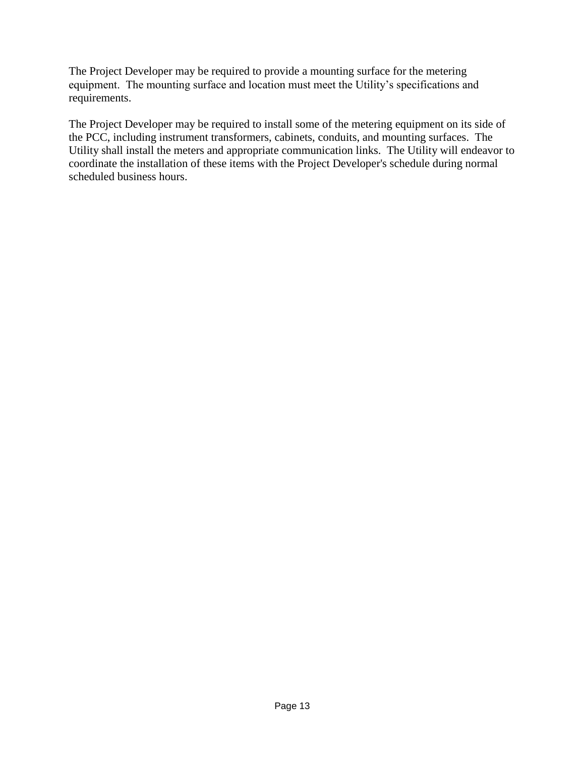The Project Developer may be required to provide a mounting surface for the metering equipment. The mounting surface and location must meet the Utility's specifications and requirements.

The Project Developer may be required to install some of the metering equipment on its side of the PCC, including instrument transformers, cabinets, conduits, and mounting surfaces. The Utility shall install the meters and appropriate communication links. The Utility will endeavor to coordinate the installation of these items with the Project Developer's schedule during normal scheduled business hours.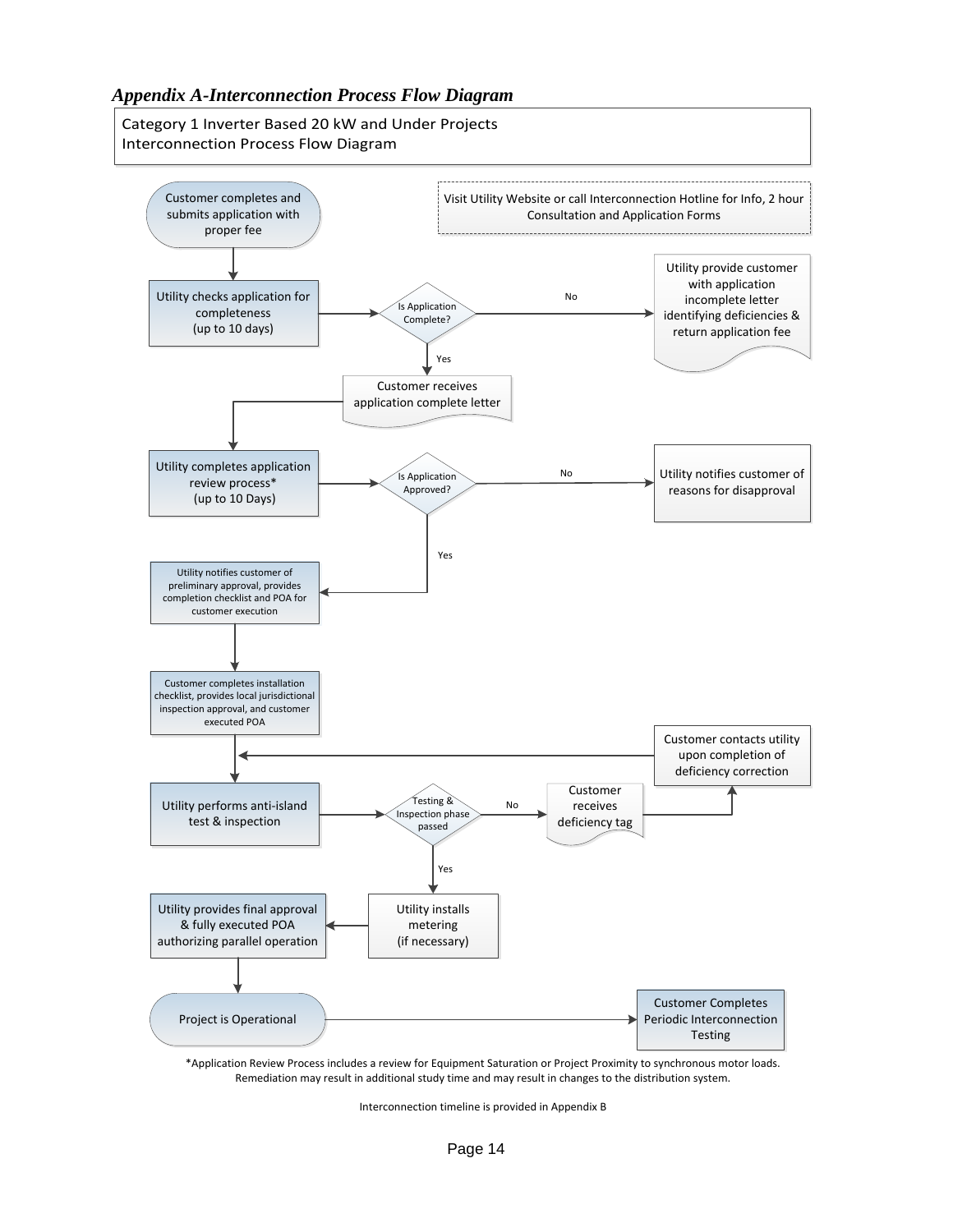## *Appendix A-Interconnection Process Flow Diagram*

Category 1 Inverter Based 20 kW and Under Projects
Interconnection Process Flow Diagram

Customer completes and submits application with proper fee

Visit Utility Website or call Interconnection Hotline for Info, 2 hour Consultation and Application Forms

Utility checks application for completeness (up to 10 days)

Is Application Complete?

No

Utility provide customer with application incomplete letter identifying deficiencies & return application fee

Yes

Customer receives application complete letter

Utility completes application review process* (up to 10 Days)

Is Application Approved?

No

Utility notifies customer of reasons for disapproval

Yes

Utility notifies customer of preliminary approval, provides completion checklist and POA for customer execution

Customer completes installation checklist, provides local jurisdictional inspection approval, and customer executed POA

Customer contacts utility upon completion of deficiency correction

Utility performs anti-island test & inspection

Testing & Inspection phase passed

No

Customer receives deficiency tag

Yes

Utility installs metering (if necessary)

Utility provides final approval & fully executed POA authorizing parallel operation

Project is Operational

Customer Completes Periodic Interconnection Testing

*Application Review Process includes a review for Equipment Saturation or Project Proximity to synchronous motor loads. Remediation may result in additional study time and may result in changes to the distribution system.

Interconnection timeline is provided in Appendix B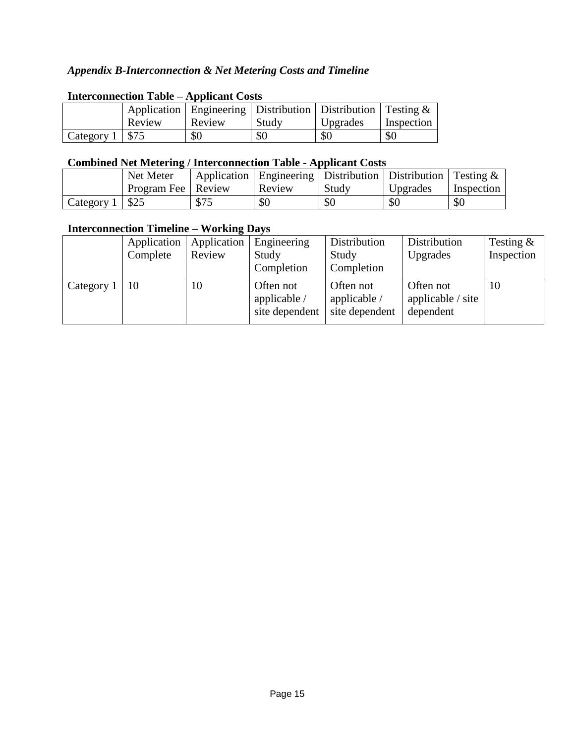### *Appendix B-Interconnection & Net Metering Costs and Timeline*

**Interconnection Table – Applicant Costs**

| | Application Review | Engineering Review | Distribution Study | Distribution Upgrades | Testing & Inspection |
|---|---|---|---|---|---|
| Category 1 | $75 | $0 | $0 | $0 | $0 |

**Combined Net Metering / Interconnection Table - Applicant Costs**

| | Net Meter Program Fee | Application Review | Engineering Review | Distribution Study | Distribution Upgrades | Testing & Inspection |
|---|---|---|---|---|---|---|
| Category 1 | $25 | $75 | $0 | $0 | $0 | $0 |

**Interconnection Timeline – Working Days**

| | Application Complete | Application Review | Engineering Study Completion | Distribution Study Completion | Distribution Upgrades | Testing & Inspection |
|---|---|---|---|---|---|---|
| Category 1 | 10 | 10 | Often not applicable / site dependent | Often not applicable / site dependent | Often not applicable / site dependent | 10 |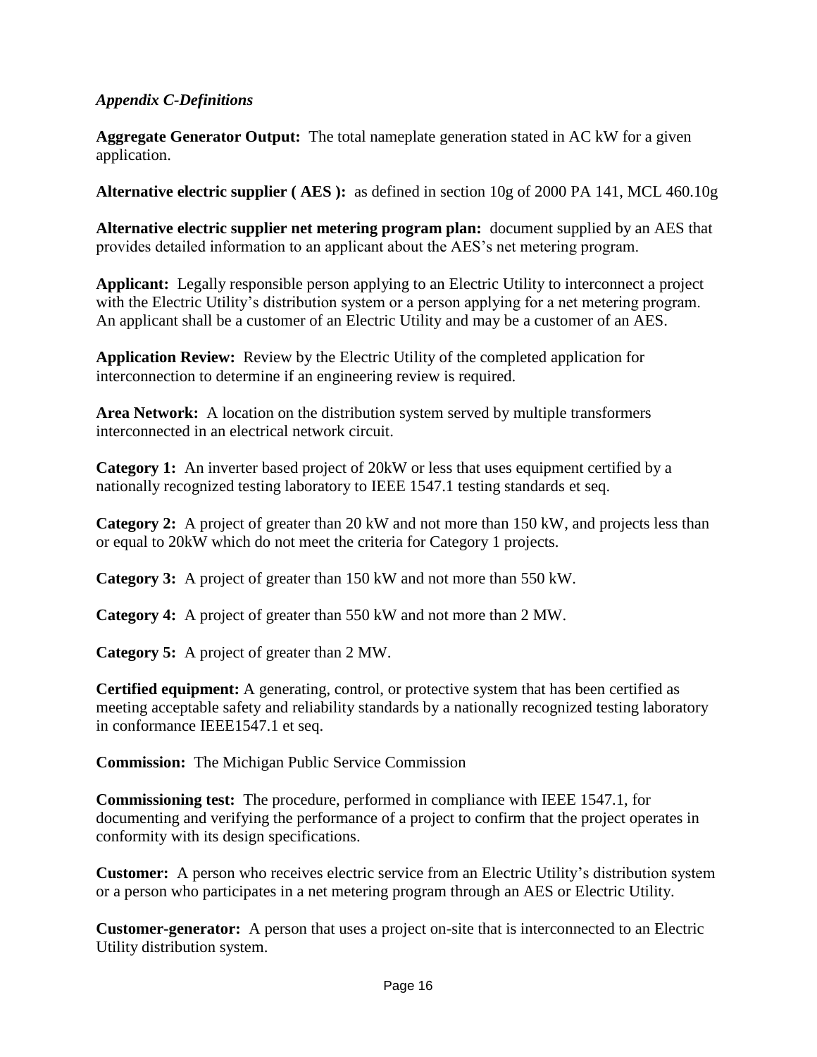*Appendix C-Definitions*

**Aggregate Generator Output:** The total nameplate generation stated in AC kW for a given application.

**Alternative electric supplier ( AES ):** as defined in section 10g of 2000 PA 141, MCL 460.10g

**Alternative electric supplier net metering program plan:** document supplied by an AES that provides detailed information to an applicant about the AES's net metering program.

**Applicant:** Legally responsible person applying to an Electric Utility to interconnect a project with the Electric Utility's distribution system or a person applying for a net metering program. An applicant shall be a customer of an Electric Utility and may be a customer of an AES.

**Application Review:** Review by the Electric Utility of the completed application for interconnection to determine if an engineering review is required.

**Area Network:** A location on the distribution system served by multiple transformers interconnected in an electrical network circuit.

**Category 1:** An inverter based project of 20kW or less that uses equipment certified by a nationally recognized testing laboratory to IEEE 1547.1 testing standards et seq.

**Category 2:** A project of greater than 20 kW and not more than 150 kW, and projects less than or equal to 20kW which do not meet the criteria for Category 1 projects.

**Category 3:** A project of greater than 150 kW and not more than 550 kW.

**Category 4:** A project of greater than 550 kW and not more than 2 MW.

**Category 5:** A project of greater than 2 MW.

**Certified equipment:** A generating, control, or protective system that has been certified as meeting acceptable safety and reliability standards by a nationally recognized testing laboratory in conformance IEEE1547.1 et seq.

**Commission:** The Michigan Public Service Commission

**Commissioning test:** The procedure, performed in compliance with IEEE 1547.1, for documenting and verifying the performance of a project to confirm that the project operates in conformity with its design specifications.

**Customer:** A person who receives electric service from an Electric Utility's distribution system or a person who participates in a net metering program through an AES or Electric Utility.

**Customer-generator:** A person that uses a project on-site that is interconnected to an Electric Utility distribution system.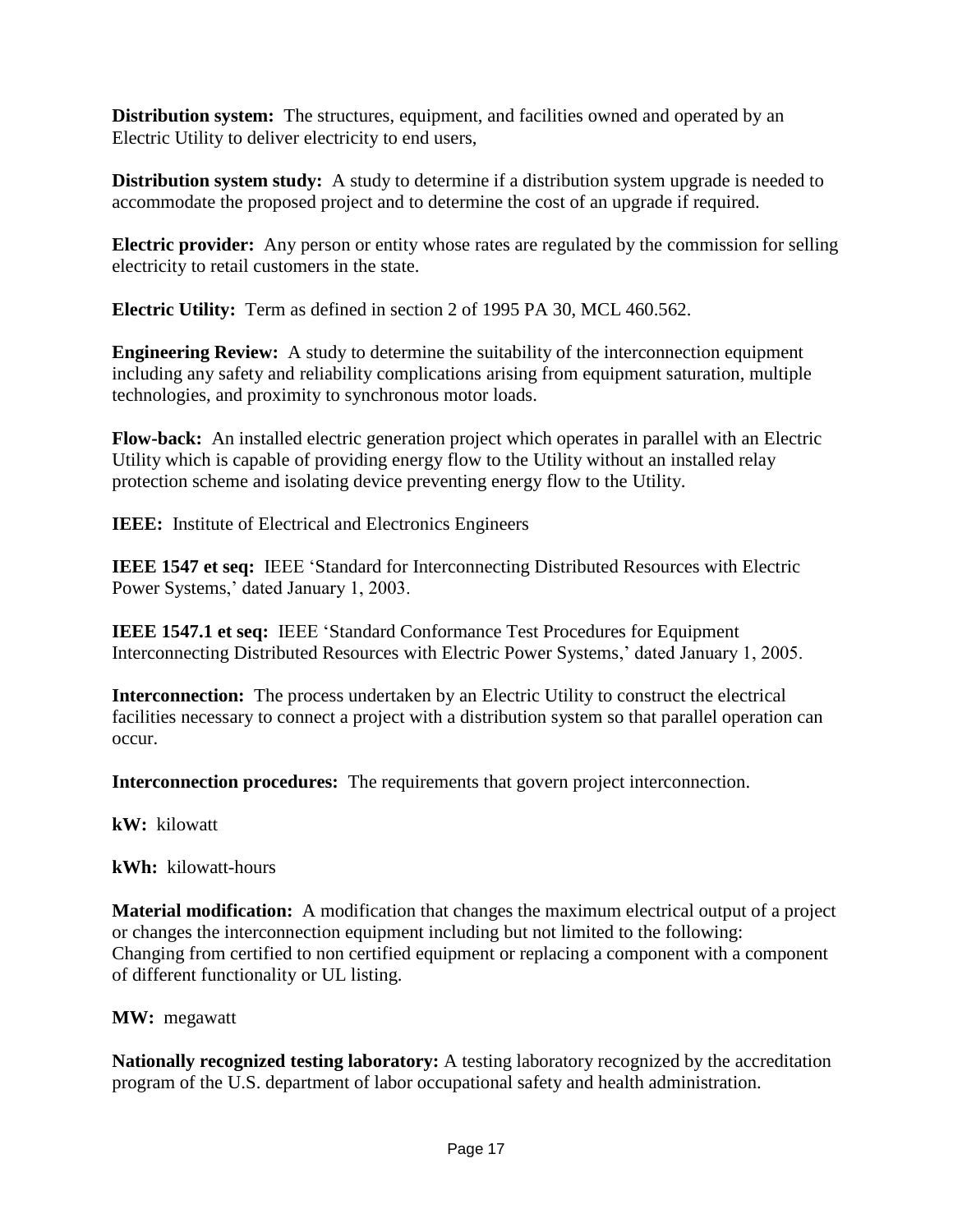**Distribution system:** The structures, equipment, and facilities owned and operated by an Electric Utility to deliver electricity to end users,

**Distribution system study:** A study to determine if a distribution system upgrade is needed to accommodate the proposed project and to determine the cost of an upgrade if required.

**Electric provider:** Any person or entity whose rates are regulated by the commission for selling electricity to retail customers in the state.

**Electric Utility:** Term as defined in section 2 of 1995 PA 30, MCL 460.562.

**Engineering Review:** A study to determine the suitability of the interconnection equipment including any safety and reliability complications arising from equipment saturation, multiple technologies, and proximity to synchronous motor loads.

**Flow-back:** An installed electric generation project which operates in parallel with an Electric Utility which is capable of providing energy flow to the Utility without an installed relay protection scheme and isolating device preventing energy flow to the Utility.

**IEEE:** Institute of Electrical and Electronics Engineers

**IEEE 1547 et seq:** IEEE 'Standard for Interconnecting Distributed Resources with Electric Power Systems,' dated January 1, 2003.

**IEEE 1547.1 et seq:** IEEE 'Standard Conformance Test Procedures for Equipment Interconnecting Distributed Resources with Electric Power Systems,' dated January 1, 2005.

**Interconnection:** The process undertaken by an Electric Utility to construct the electrical facilities necessary to connect a project with a distribution system so that parallel operation can occur.

**Interconnection procedures:** The requirements that govern project interconnection.

**kW:** kilowatt

**kWh:** kilowatt-hours

**Material modification:** A modification that changes the maximum electrical output of a project or changes the interconnection equipment including but not limited to the following: Changing from certified to non certified equipment or replacing a component with a component of different functionality or UL listing.

**MW:** megawatt

**Nationally recognized testing laboratory:** A testing laboratory recognized by the accreditation program of the U.S. department of labor occupational safety and health administration.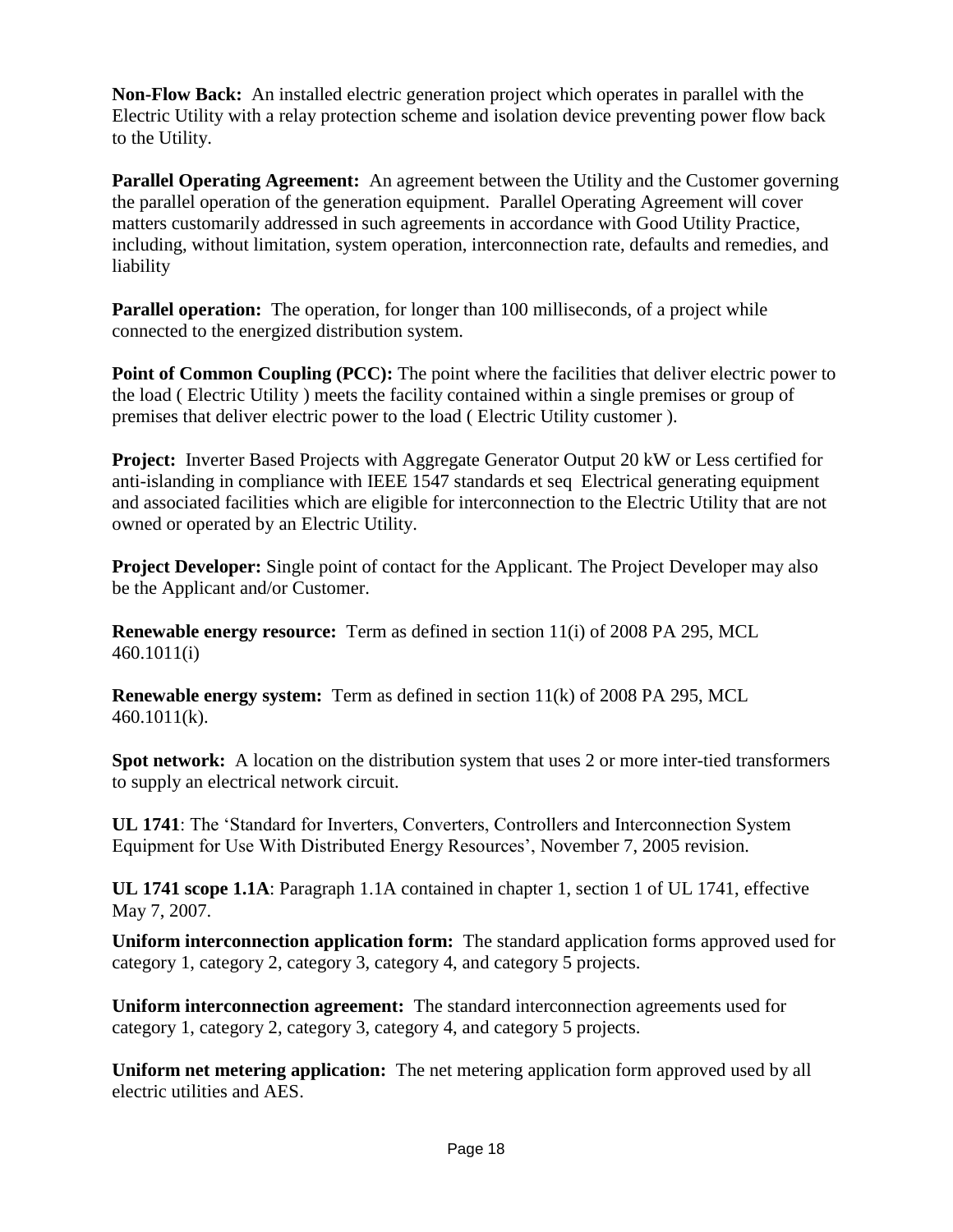**Non-Flow Back:** An installed electric generation project which operates in parallel with the Electric Utility with a relay protection scheme and isolation device preventing power flow back to the Utility.

**Parallel Operating Agreement:** An agreement between the Utility and the Customer governing the parallel operation of the generation equipment. Parallel Operating Agreement will cover matters customarily addressed in such agreements in accordance with Good Utility Practice, including, without limitation, system operation, interconnection rate, defaults and remedies, and liability

**Parallel operation:** The operation, for longer than 100 milliseconds, of a project while connected to the energized distribution system.

**Point of Common Coupling (PCC):** The point where the facilities that deliver electric power to the load ( Electric Utility ) meets the facility contained within a single premises or group of premises that deliver electric power to the load ( Electric Utility customer ).

**Project:** Inverter Based Projects with Aggregate Generator Output 20 kW or Less certified for anti-islanding in compliance with IEEE 1547 standards et seq Electrical generating equipment and associated facilities which are eligible for interconnection to the Electric Utility that are not owned or operated by an Electric Utility.

**Project Developer:** Single point of contact for the Applicant. The Project Developer may also be the Applicant and/or Customer.

**Renewable energy resource:** Term as defined in section 11(i) of 2008 PA 295, MCL 460.1011(i)

**Renewable energy system:** Term as defined in section 11(k) of 2008 PA 295, MCL 460.1011(k).

**Spot network:** A location on the distribution system that uses 2 or more inter-tied transformers to supply an electrical network circuit.

**UL 1741**: The 'Standard for Inverters, Converters, Controllers and Interconnection System Equipment for Use With Distributed Energy Resources', November 7, 2005 revision.

**UL 1741 scope 1.1A**: Paragraph 1.1A contained in chapter 1, section 1 of UL 1741, effective May 7, 2007.

**Uniform interconnection application form:** The standard application forms approved used for category 1, category 2, category 3, category 4, and category 5 projects.

**Uniform interconnection agreement:** The standard interconnection agreements used for category 1, category 2, category 3, category 4, and category 5 projects.

**Uniform net metering application:** The net metering application form approved used by all electric utilities and AES.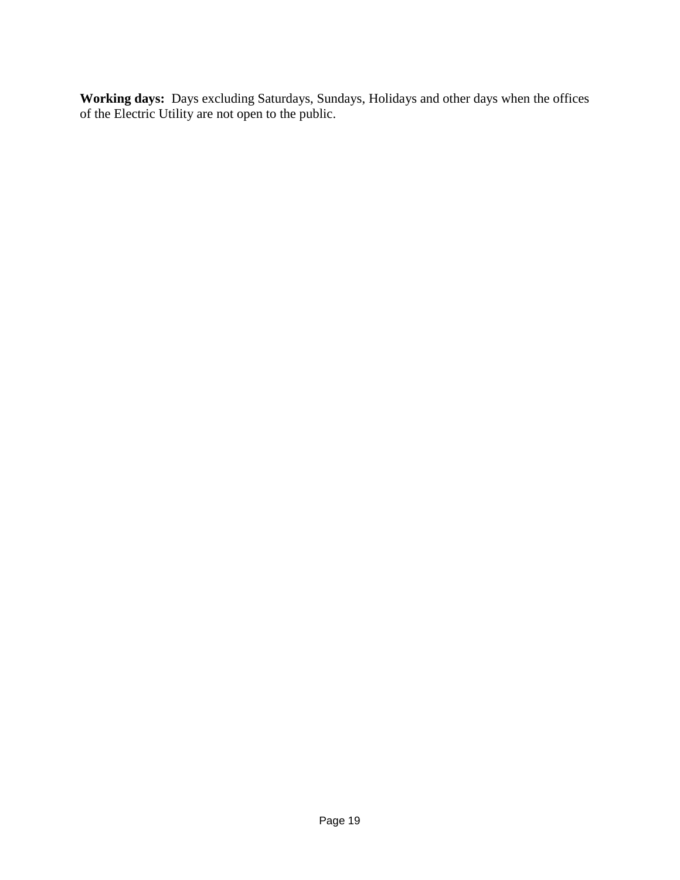**Working days:** Days excluding Saturdays, Sundays, Holidays and other days when the offices of the Electric Utility are not open to the public.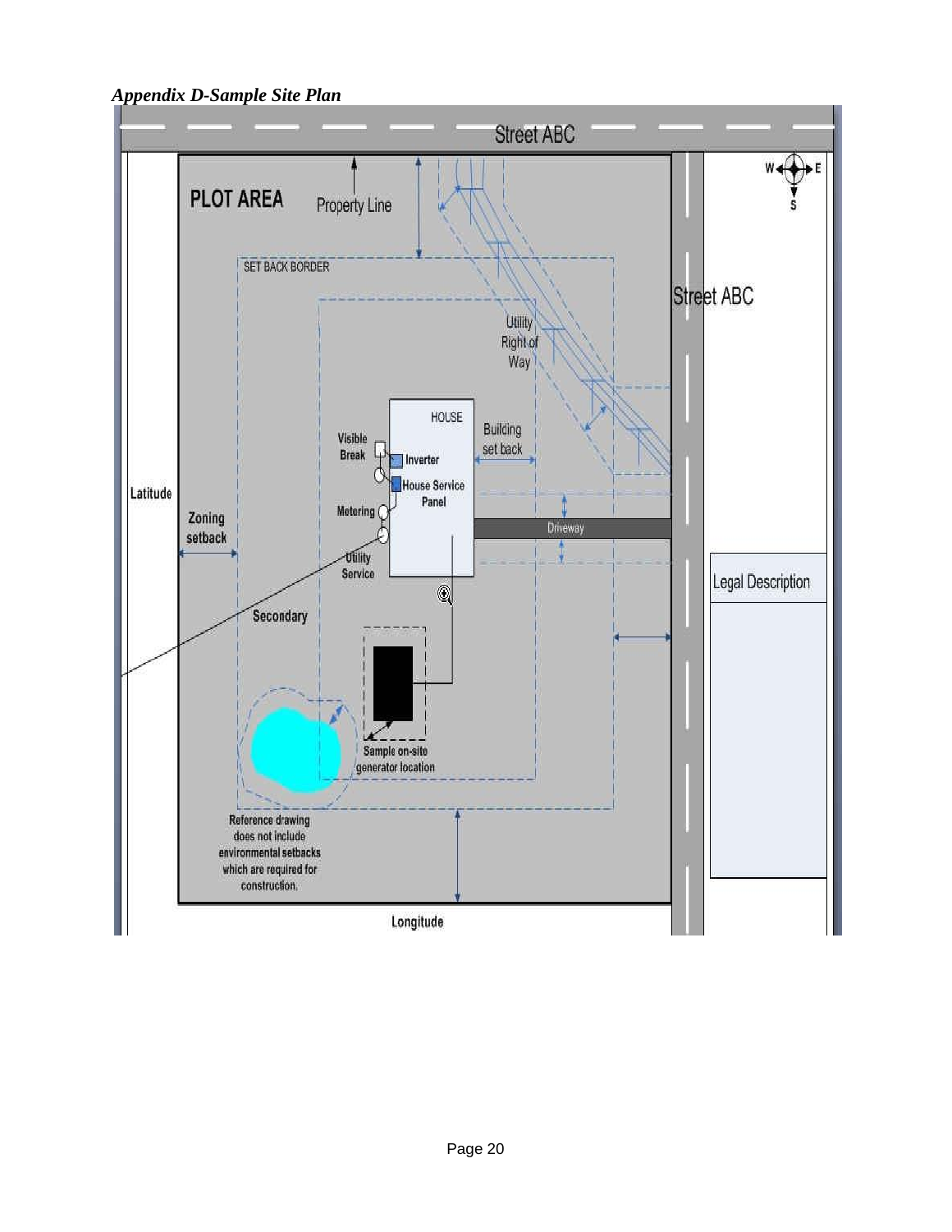*Appendix D-Sample Site Plan*

Street ABC

PLOT AREA

Property Line

SET BACK BORDER

Street ABC

Utility Right of Way

HOUSE

Building set back

Visible Break

Inverter

House Service Panel

Metering

Utility Service

Driveway

Latitude

Zoning setback

Secondary

Legal Description

Sample on-site generator location

Reference drawing does not include environmental setbacks which are required for construction.

Longitude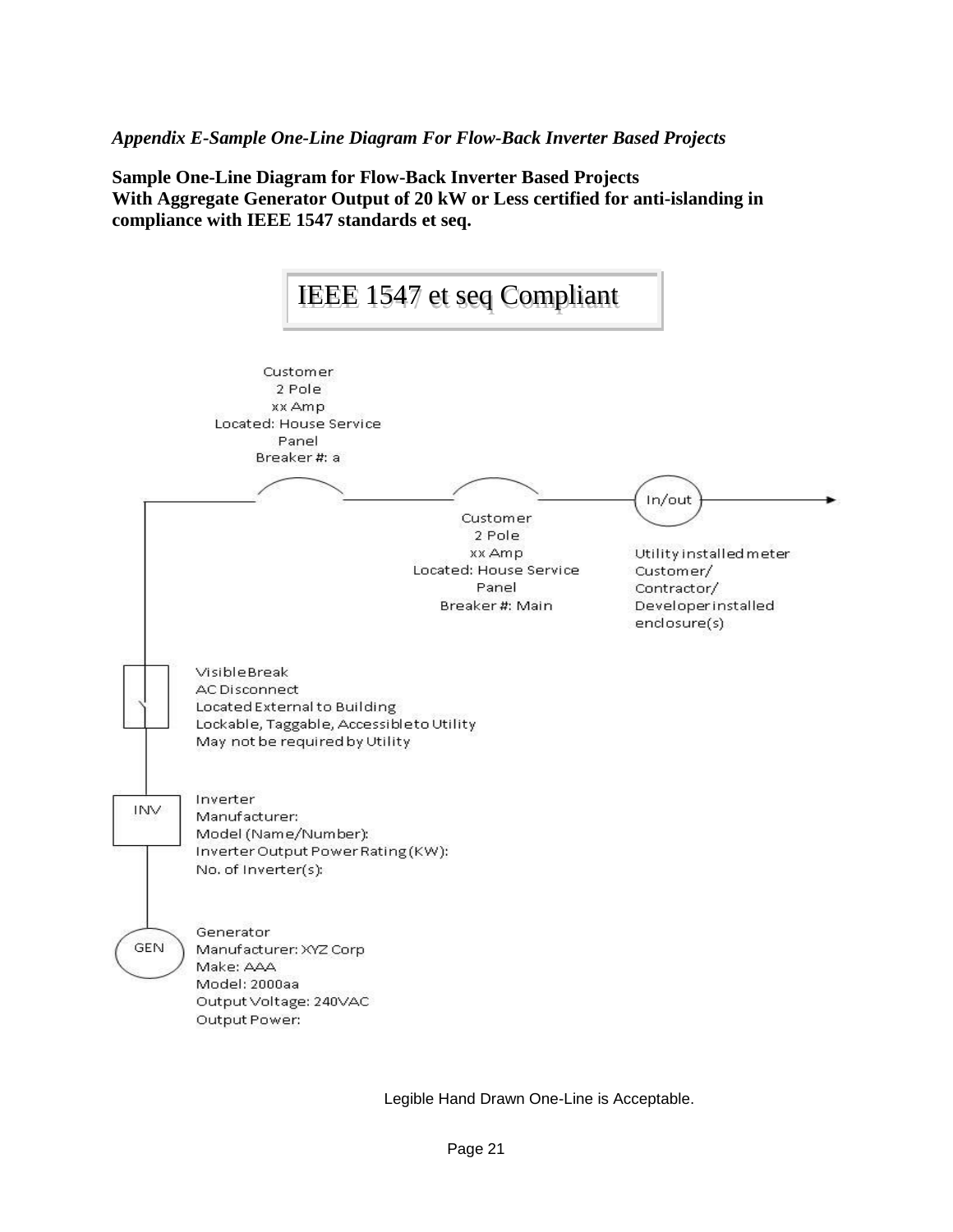*Appendix E-Sample One-Line Diagram For Flow-Back Inverter Based Projects*

**Sample One-Line Diagram for Flow-Back Inverter Based Projects**
**With Aggregate Generator Output of 20 kW or Less certified for anti-islanding in compliance with IEEE 1547 standards et seq.**

IEEE 1547 et seq Compliant

Customer
2 Pole
xx Amp
Located: House Service Panel
Breaker #: a

Customer
2 Pole
xx Amp
Located: House Service Panel
Breaker #: Main

In/out

Utility installed meter
Customer/
Contractor/
Developer installed enclosure(s)

Visible Break
AC Disconnect
Located External to Building
Lockable, Taggable, Accessible to Utility
May not be required by Utility

INV

Inverter
Manufacturer:
Model (Name/Number):
Inverter Output Power Rating (KW):
No. of Inverter(s):

GEN

Generator
Manufacturer: XYZ Corp
Make: AAA
Model: 2000aa
Output Voltage: 240VAC
Output Power:

Legible Hand Drawn One-Line is Acceptable.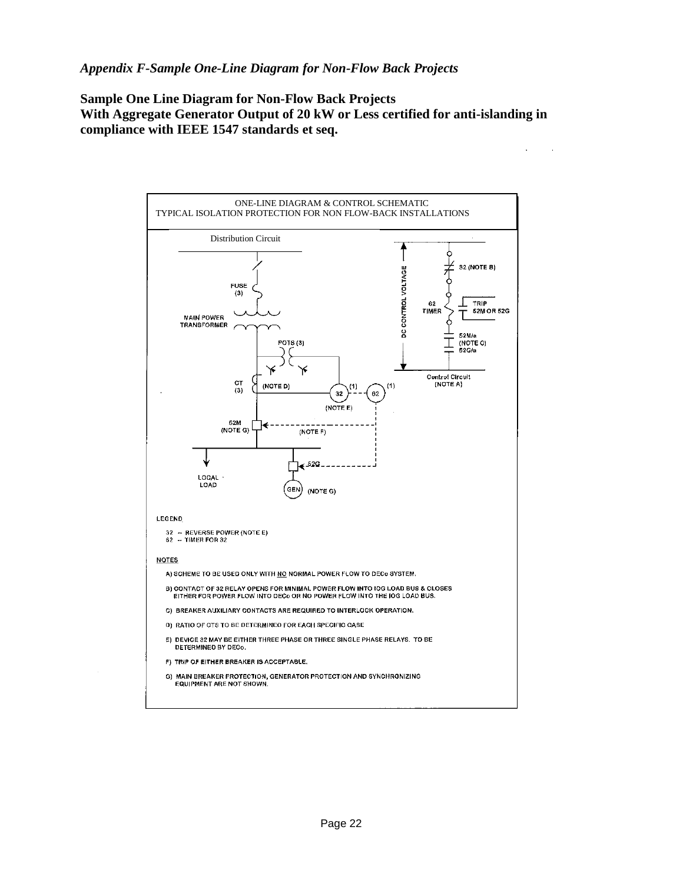*Appendix F-Sample One-Line Diagram for Non-Flow Back Projects*

**Sample One Line Diagram for Non-Flow Back Projects**
**With Aggregate Generator Output of 20 kW or Less certified for anti-islanding in compliance with IEEE 1547 standards et seq.**

ONE-LINE DIAGRAM & CONTROL SCHEMATIC
TYPICAL ISOLATION PROTECTION FOR NON FLOW-BACK INSTALLATIONS

Distribution Circuit

FUSE (3)

MAIN POWER TRANSFORMER

POTS (3)

CT (3)

(NOTE D)

(1) 32 (1) 62

(NOTE E)

52M (NOTE G)

(NOTE F)

52G

LOCAL LOAD

GEN (NOTE G)

DC CONTROL VOLTAGE

32 (NOTE B)

62 TIMER

TRIP 52M OR 52G

52M/a (NOTE C) 52G/a

Control Circuit (NOTE A)

LEGEND

32 -- REVERSE POWER (NOTE E)
62 -- TIMER FOR 32

NOTES

A) SCHEME TO BE USED ONLY WITH NO NORMAL POWER FLOW TO DECo SYSTEM.

B) CONTACT OF 32 RELAY OPENS FOR MINIMAL POWER FLOW INTO IOG LOAD BUS & CLOSES EITHER FOR POWER FLOW INTO DECo OR NO POWER FLOW INTO THE IOG LOAD BUS.

C) BREAKER AUXILIARY CONTACTS ARE REQUIRED TO INTERLOCK OPERATION.

D) RATIO OF CTS TO BE DETERMINED FOR EACH SPECIFIC CASE

E) DEVICE 32 MAY BE EITHER THREE PHASE OR THREE SINGLE PHASE RELAYS. TO BE DETERMINED BY DECo.

F) TRIP OF EITHER BREAKER IS ACCEPTABLE.

G) MAIN BREAKER PROTECTION, GENERATOR PROTECTION AND SYNCHRONIZING EQUIPMENT ARE NOT SHOWN.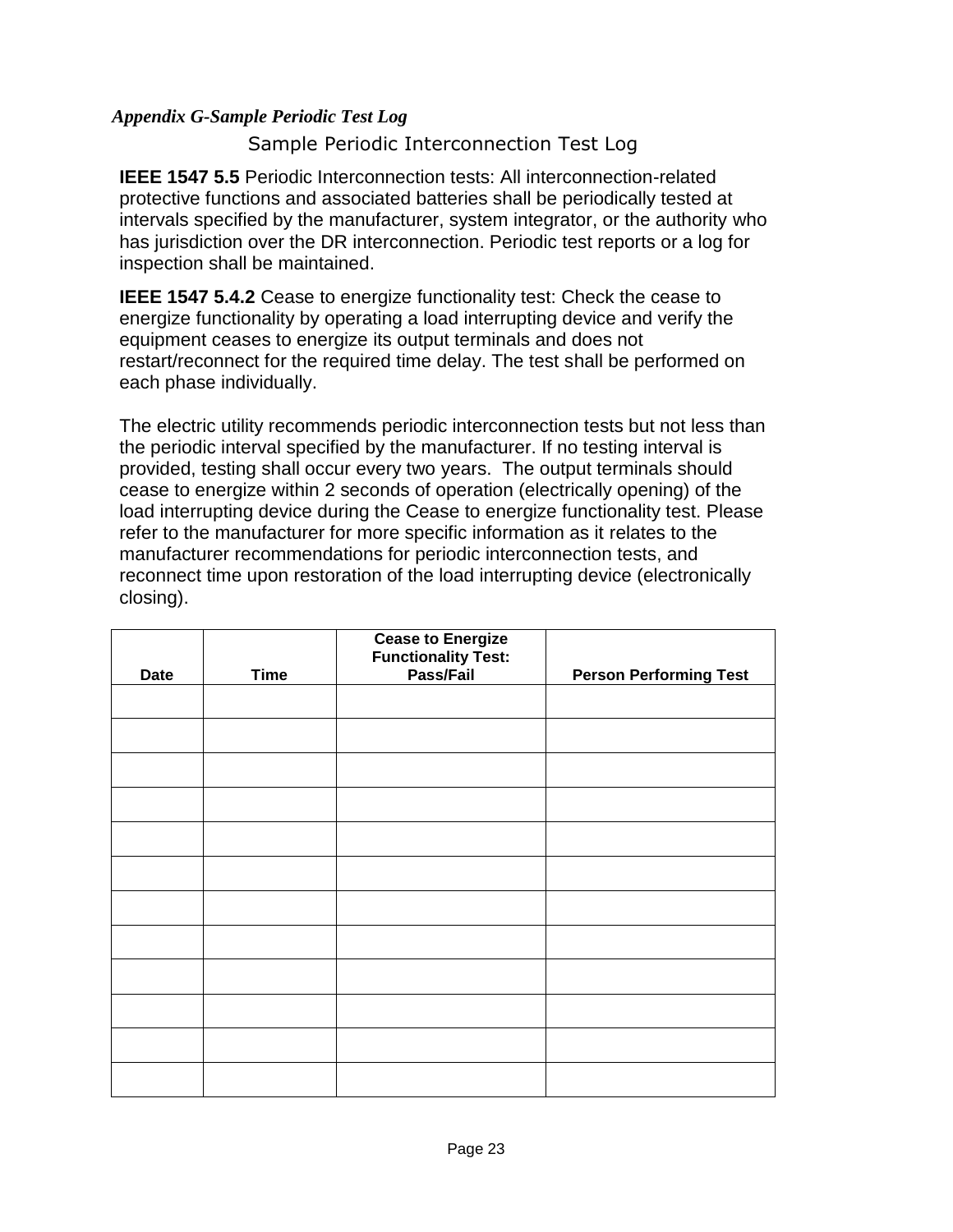*Appendix G-Sample Periodic Test Log*

## Sample Periodic Interconnection Test Log

**IEEE 1547 5.5** Periodic Interconnection tests: All interconnection-related protective functions and associated batteries shall be periodically tested at intervals specified by the manufacturer, system integrator, or the authority who has jurisdiction over the DR interconnection. Periodic test reports or a log for inspection shall be maintained.

**IEEE 1547 5.4.2** Cease to energize functionality test: Check the cease to energize functionality by operating a load interrupting device and verify the equipment ceases to energize its output terminals and does not restart/reconnect for the required time delay. The test shall be performed on each phase individually.

The electric utility recommends periodic interconnection tests but not less than the periodic interval specified by the manufacturer. If no testing interval is provided, testing shall occur every two years. The output terminals should cease to energize within 2 seconds of operation (electrically opening) of the load interrupting device during the Cease to energize functionality test. Please refer to the manufacturer for more specific information as it relates to the manufacturer recommendations for periodic interconnection tests, and reconnect time upon restoration of the load interrupting device (electronically closing).

| Date | Time | Cease to Energize Functionality Test: Pass/Fail | Person Performing Test |
|---|---|---|---|
| | | | |
| | | | |
| | | | |
| | | | |
| | | | |
| | | | |
| | | | |
| | | | |
| | | | |
| | | | |
| | | | |
| | | | |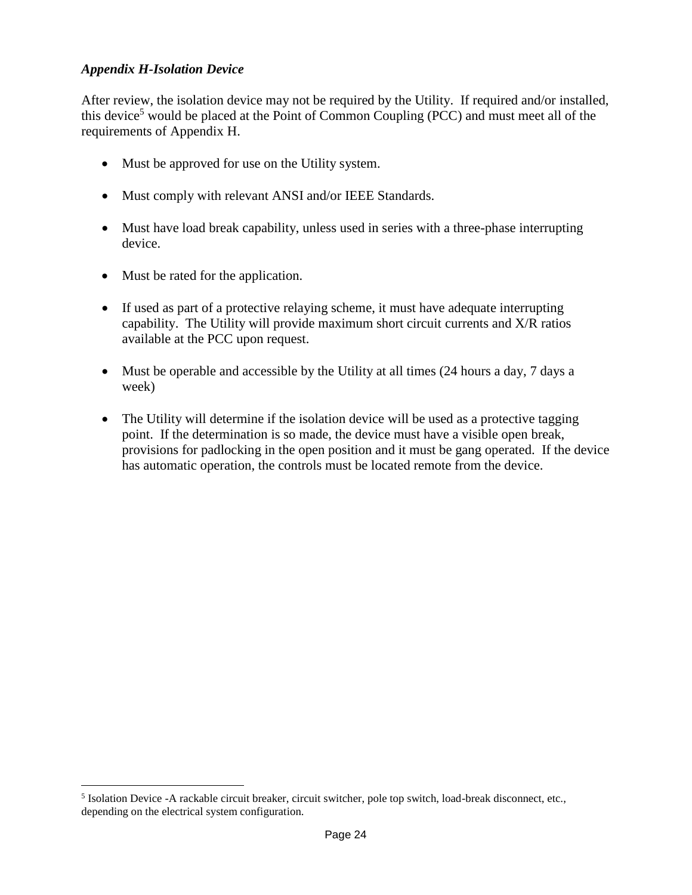### *Appendix H-Isolation Device*

After review, the isolation device may not be required by the Utility. If required and/or installed, this device[5] would be placed at the Point of Common Coupling (PCC) and must meet all of the requirements of Appendix H.

- Must be approved for use on the Utility system.
- Must comply with relevant ANSI and/or IEEE Standards.
- Must have load break capability, unless used in series with a three-phase interrupting device.
- Must be rated for the application.
- If used as part of a protective relaying scheme, it must have adequate interrupting capability. The Utility will provide maximum short circuit currents and X/R ratios available at the PCC upon request.
- Must be operable and accessible by the Utility at all times (24 hours a day, 7 days a week)
- The Utility will determine if the isolation device will be used as a protective tagging point. If the determination is so made, the device must have a visible open break, provisions for padlocking in the open position and it must be gang operated. If the device has automatic operation, the controls must be located remote from the device.

---

[5] Isolation Device -A rackable circuit breaker, circuit switcher, pole top switch, load-break disconnect, etc., depending on the electrical system configuration.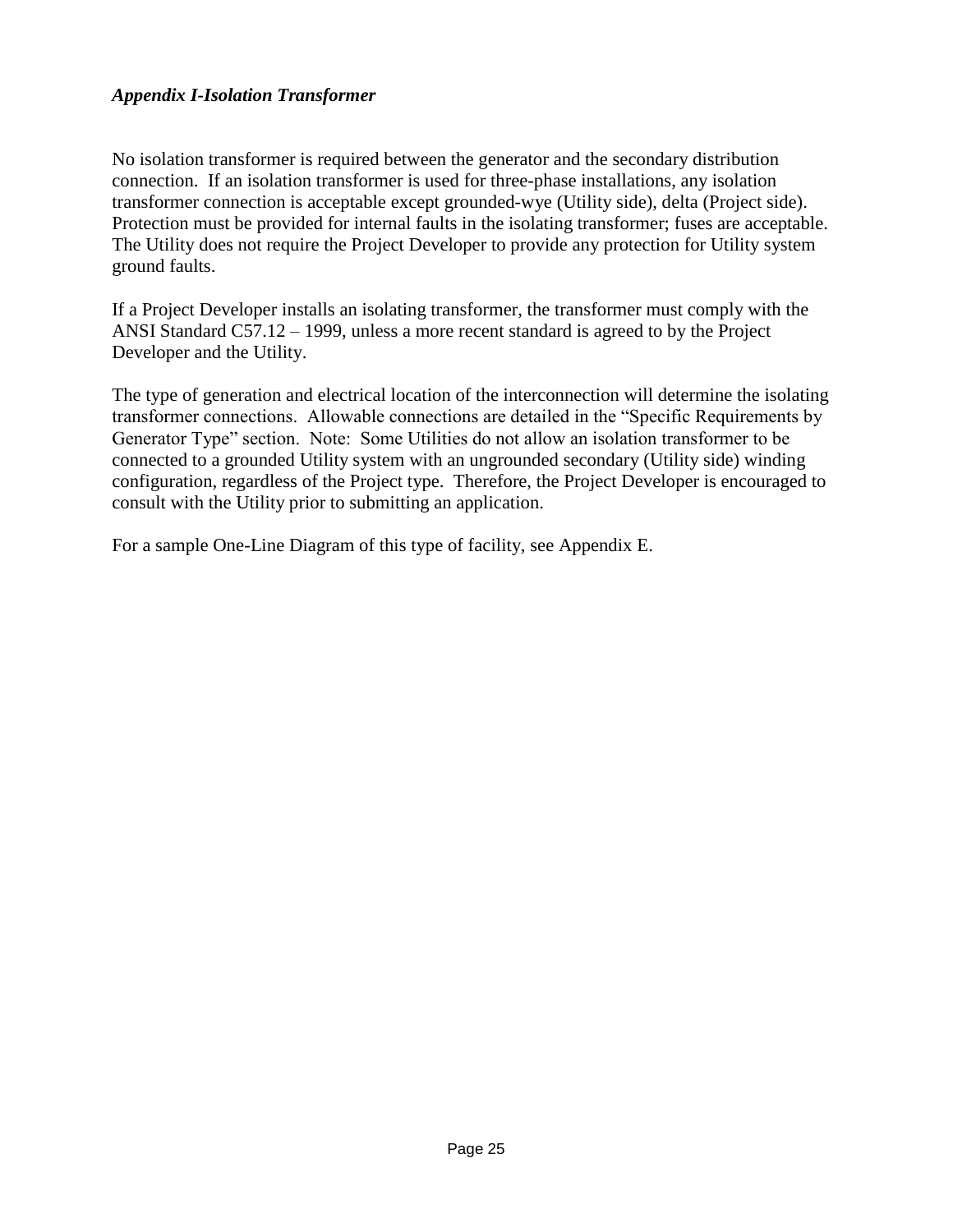### *Appendix I-Isolation Transformer*

No isolation transformer is required between the generator and the secondary distribution connection. If an isolation transformer is used for three-phase installations, any isolation transformer connection is acceptable except grounded-wye (Utility side), delta (Project side). Protection must be provided for internal faults in the isolating transformer; fuses are acceptable. The Utility does not require the Project Developer to provide any protection for Utility system ground faults.

If a Project Developer installs an isolating transformer, the transformer must comply with the ANSI Standard C57.12 – 1999, unless a more recent standard is agreed to by the Project Developer and the Utility.

The type of generation and electrical location of the interconnection will determine the isolating transformer connections. Allowable connections are detailed in the "Specific Requirements by Generator Type" section. Note: Some Utilities do not allow an isolation transformer to be connected to a grounded Utility system with an ungrounded secondary (Utility side) winding configuration, regardless of the Project type. Therefore, the Project Developer is encouraged to consult with the Utility prior to submitting an application.

For a sample One-Line Diagram of this type of facility, see Appendix E.